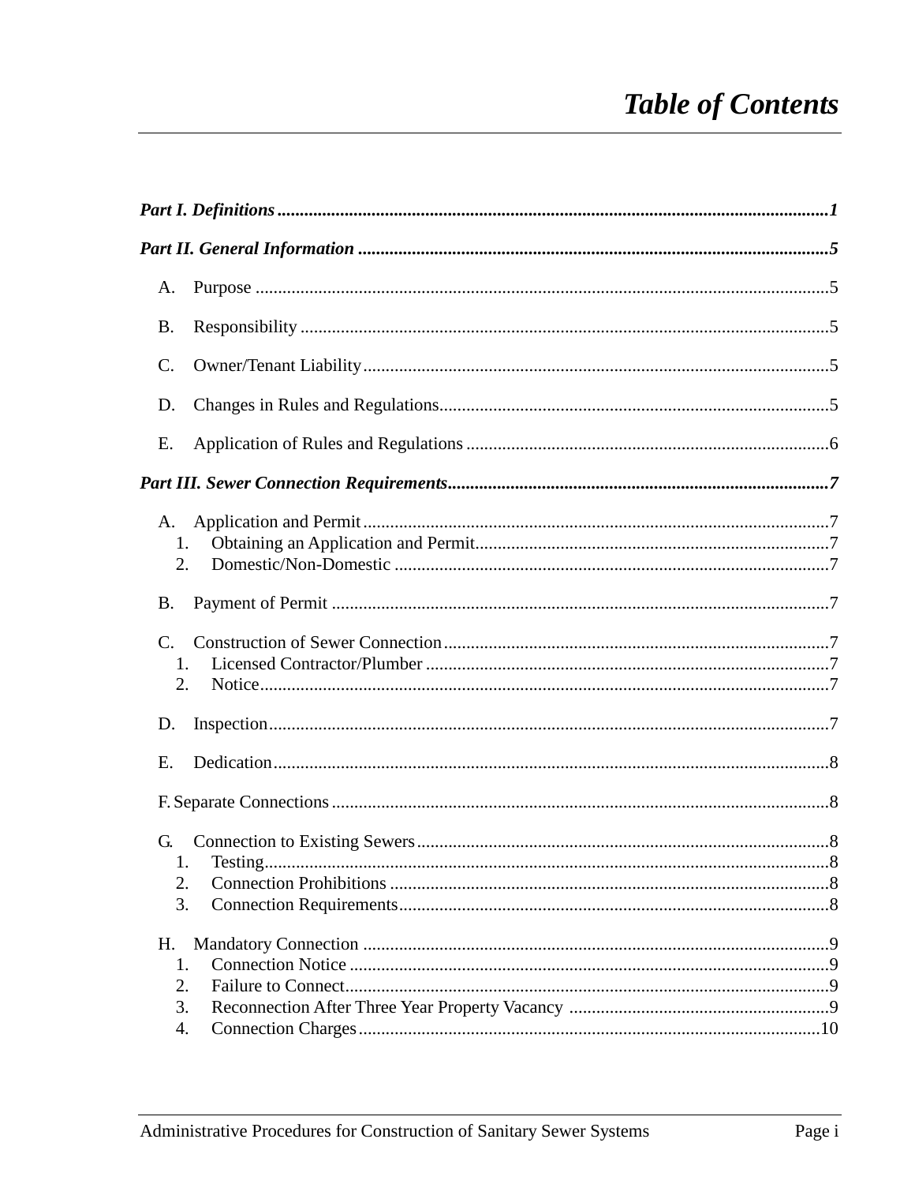# *Table of Contents*

***Part I. Definitions*** ........................................................................................................... ***1***

***Part II. General Information*** ............................................................................................. ***5***

A. Purpose ............................................................................................................................ 5

B. Responsibility .................................................................................................................. 5

C. Owner/Tenant Liability ..................................................................................................... 5

D. Changes in Rules and Regulations .................................................................................... 5

E. Application of Rules and Regulations .............................................................................. 6

***Part III. Sewer Connection Requirements*** .......................................................................... ***7***

A. Application and Permit ..................................................................................................... 7
   1. Obtaining an Application and Permit ........................................................................... 7
   2. Domestic/Non-Domestic ............................................................................................... 7

B. Payment of Permit ............................................................................................................ 7

C. Construction of Sewer Connection .................................................................................... 7
   1. Licensed Contractor/Plumber ........................................................................................ 7
   2. Notice ........................................................................................................................... 7

D. Inspection ......................................................................................................................... 7

E. Dedication ......................................................................................................................... 8

F. Separate Connections ........................................................................................................ 8

G. Connection to Existing Sewers .......................................................................................... 8
   1. Testing ........................................................................................................................... 8
   2. Connection Prohibitions ................................................................................................ 8
   3. Connection Requirements .............................................................................................. 8

H. Mandatory Connection ...................................................................................................... 9
   1. Connection Notice ......................................................................................................... 9
   2. Failure to Connect .......................................................................................................... 9
   3. Reconnection After Three Year Property Vacancy ........................................................ 9
   4. Connection Charges ..................................................................................................... 10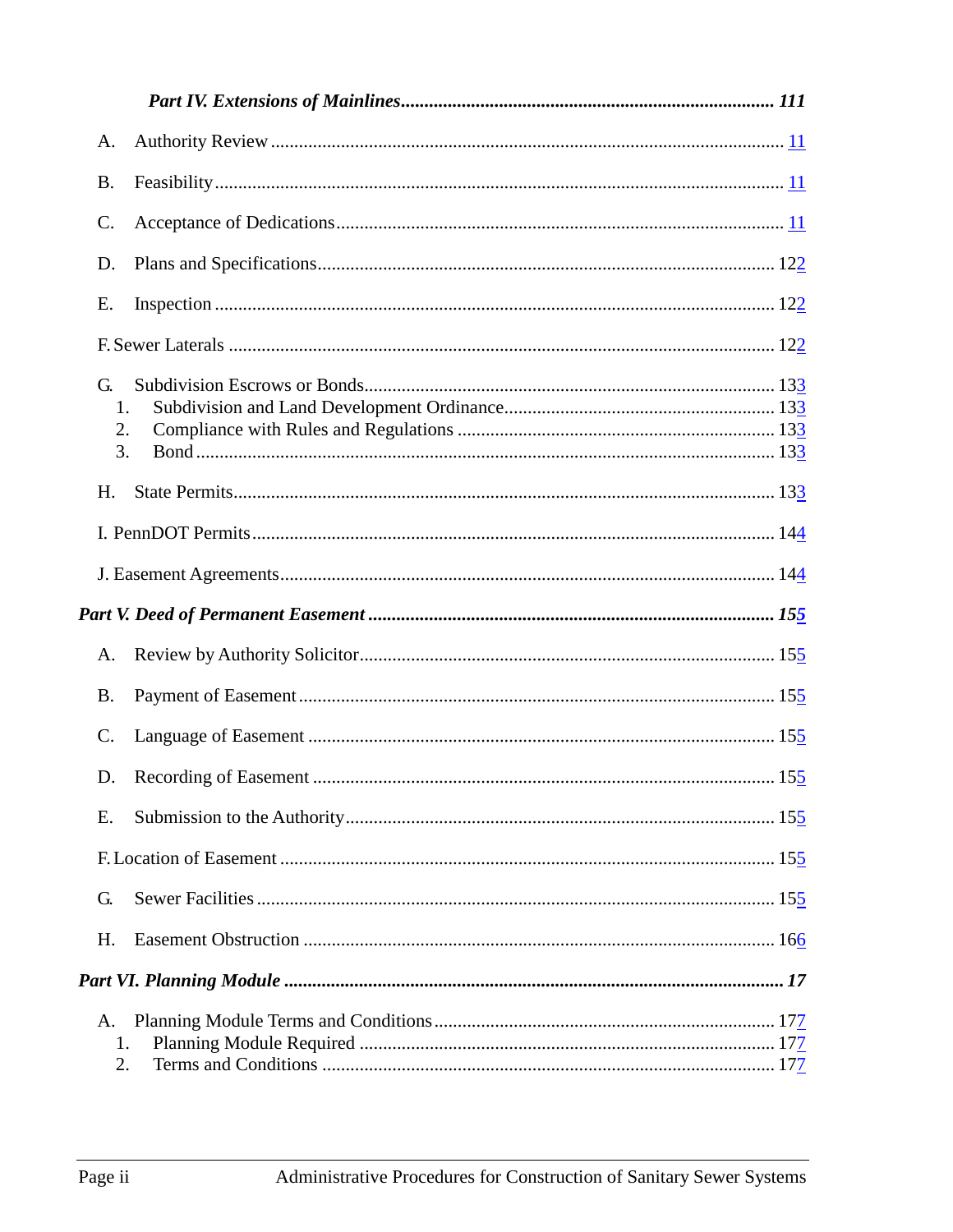***Part IV. Extensions of Mainlines .............................................................................. 111***

A. Authority Review ............................................................................................ 11

B. Feasibility ........................................................................................................ 11

C. Acceptance of Dedications .............................................................................. 11

D. Plans and Specifications ................................................................................ 122

E. Inspection ...................................................................................................... 122

F. Sewer Laterals ................................................................................................ 122

G. Subdivision Escrows or Bonds ...................................................................... 133
   1. Subdivision and Land Development Ordinance ......................................... 133
   2. Compliance with Rules and Regulations ................................................... 133
   3. Bond .......................................................................................................... 133

H. State Permits .................................................................................................. 133

I. PennDOT Permits ............................................................................................ 144

J. Easement Agreements ..................................................................................... 144

***Part V. Deed of Permanent Easement ...................................................................... 155***

A. Review by Authority Solicitor ....................................................................... 155

B. Payment of Easement ..................................................................................... 155

C. Language of Easement ................................................................................... 155

D. Recording of Easement .................................................................................. 155

E. Submission to the Authority .......................................................................... 155

F. Location of Easement ..................................................................................... 155

G. Sewer Facilities .............................................................................................. 155

H. Easement Obstruction .................................................................................... 166

***Part VI. Planning Module ......................................................................................... 17***

A. Planning Module Terms and Conditions ....................................................... 177
   1. Planning Module Required ....................................................................... 177
   2. Terms and Conditions ............................................................................... 177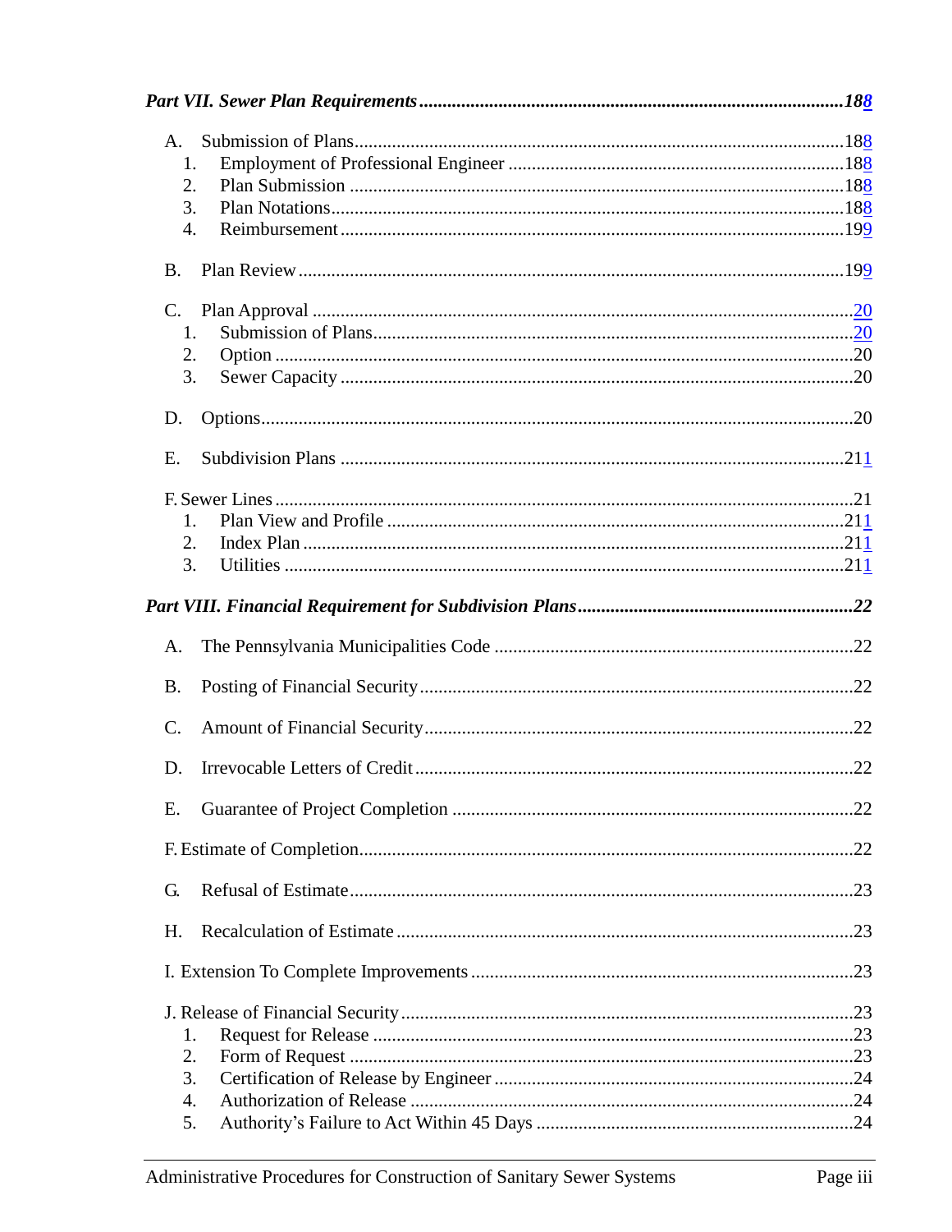*Part VII. Sewer Plan Requirements* ........................................................................................ *188*

A. Submission of Plans ........................................................................................ 188
   1. Employment of Professional Engineer ........................................................ 188
   2. Plan Submission ........................................................................................ 188
   3. Plan Notations ........................................................................................... 188
   4. Reimbursement .......................................................................................... 199

B. Plan Review ..................................................................................................... 199

C. Plan Approval .................................................................................................. 20
   1. Submission of Plans .................................................................................... 20
   2. Option ......................................................................................................... 20
   3. Sewer Capacity ........................................................................................... 20

D. Options .............................................................................................................. 20

E. Subdivision Plans ............................................................................................ 211

F. Sewer Lines ........................................................................................................ 21
   1. Plan View and Profile ................................................................................. 211
   2. Index Plan ................................................................................................... 211
   3. Utilities ...................................................................................................... 211

*Part VIII. Financial Requirement for Subdivision Plans* ........................................................ *22*

A. The Pennsylvania Municipalities Code ............................................................ 22

B. Posting of Financial Security ............................................................................ 22

C. Amount of Financial Security ............................................................................ 22

D. Irrevocable Letters of Credit ............................................................................. 22

E. Guarantee of Project Completion ..................................................................... 22

F. Estimate of Completion ...................................................................................... 22

G. Refusal of Estimate ........................................................................................... 23

H. Recalculation of Estimate ................................................................................. 23

I. Extension To Complete Improvements .............................................................. 23

J. Release of Financial Security ............................................................................. 23
   1. Request for Release .................................................................................... 23
   2. Form of Request ......................................................................................... 23
   3. Certification of Release by Engineer .......................................................... 24
   4. Authorization of Release ............................................................................ 24
   5. Authority's Failure to Act Within 45 Days ................................................. 24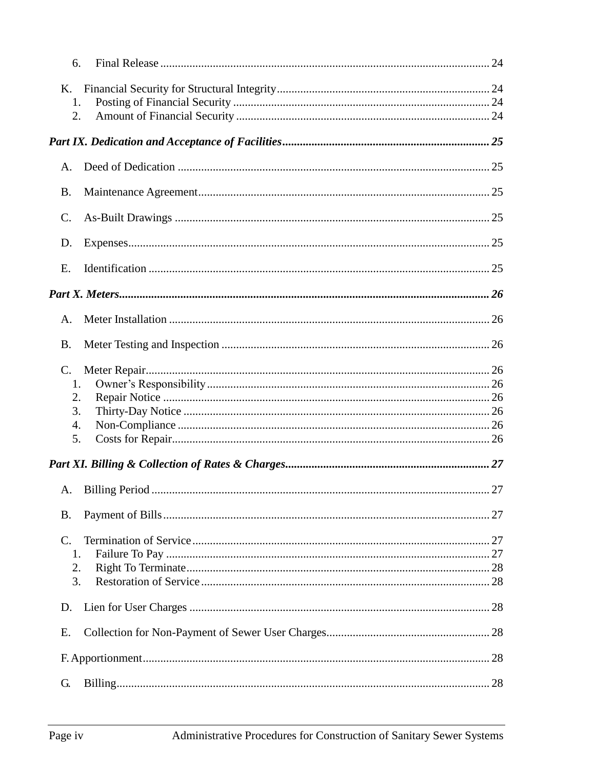6. Final Release ........................................................................................................ 24

K. Financial Security for Structural Integrity........................................................................ 24
1. Posting of Financial Security ....................................................................................... 24
2. Amount of Financial Security ...................................................................................... 24

***Part IX. Dedication and Acceptance of Facilities.......................................................................... 25***

A. Deed of Dedication .......................................................................................................... 25

B. Maintenance Agreement................................................................................................... 25

C. As-Built Drawings ........................................................................................................... 25

D. Expenses........................................................................................................................... 25

E. Identification .................................................................................................................... 25

***Part X. Meters.................................................................................................................................. 26***

A. Meter Installation ............................................................................................................. 26

B. Meter Testing and Inspection ........................................................................................... 26

C. Meter Repair..................................................................................................................... 26
1. Owner's Responsibility ................................................................................................ 26
2. Repair Notice ............................................................................................................... 26
3. Thirty-Day Notice ........................................................................................................ 26
4. Non-Compliance .......................................................................................................... 26
5. Costs for Repair............................................................................................................ 26

***Part XI. Billing & Collection of Rates & Charges......................................................................... 27***

A. Billing Period ................................................................................................................... 27

B. Payment of Bills ............................................................................................................... 27

C. Termination of Service ..................................................................................................... 27
1. Failure To Pay .............................................................................................................. 27
2. Right To Terminate....................................................................................................... 28
3. Restoration of Service .................................................................................................. 28

D. Lien for User Charges ...................................................................................................... 28

E. Collection for Non-Payment of Sewer User Charges........................................................ 28

F. Apportionment................................................................................................................... 28

G. Billing................................................................................................................................ 28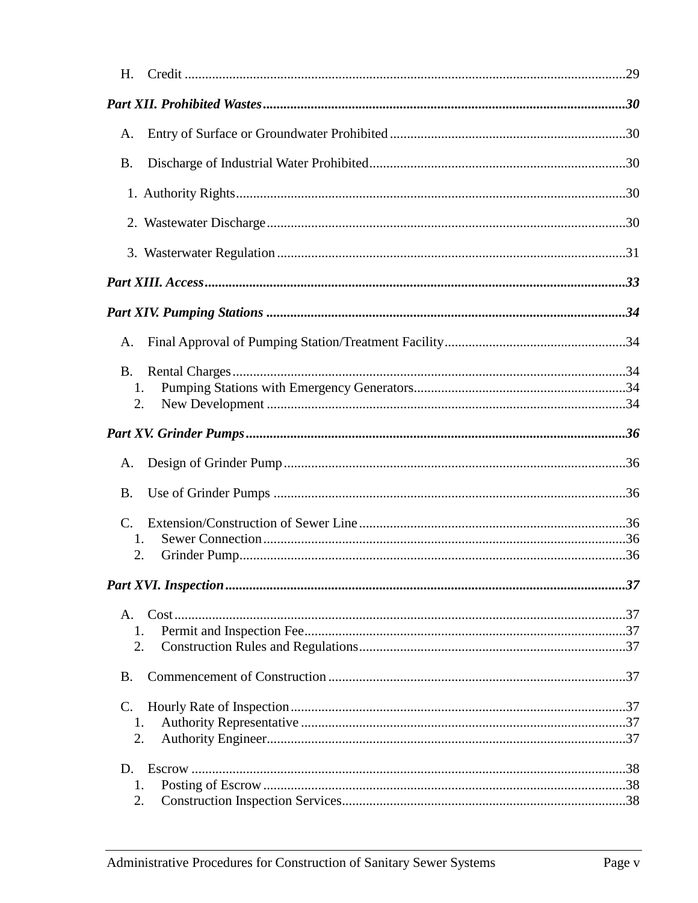H. Credit ....................................................................................................................29

***Part XII. Prohibited Wastes***..........................................................................................................***30***

A. Entry of Surface or Groundwater Prohibited ....................................................................30

B. Discharge of Industrial Water Prohibited ..........................................................................30

1. Authority Rights ................................................................................................................30

2. Wastewater Discharge ........................................................................................................30

3. Wasterwater Regulation .....................................................................................................31

***Part XIII. Access***.............................................................................................................................***33***

***Part XIV. Pumping Stations***...........................................................................................................***34***

A. Final Approval of Pumping Station/Treatment Facility.....................................................34

B. Rental Charges ..................................................................................................................34
   1. Pumping Stations with Emergency Generators.............................................................34
   2. New Development .......................................................................................................34

***Part XV. Grinder Pumps***...............................................................................................................***36***

A. Design of Grinder Pump ...................................................................................................36

B. Use of Grinder Pumps .......................................................................................................36

C. Extension/Construction of Sewer Line .............................................................................36
   1. Sewer Connection .........................................................................................................36
   2. Grinder Pump................................................................................................................36

***Part XVI. Inspection***.....................................................................................................................***37***

A. Cost ...................................................................................................................................37
   1. Permit and Inspection Fee.............................................................................................37
   2. Construction Rules and Regulations..............................................................................37

B. Commencement of Construction ......................................................................................37

C. Hourly Rate of Inspection .................................................................................................37
   1. Authority Representative ..............................................................................................37
   2. Authority Engineer........................................................................................................37

D. Escrow ..............................................................................................................................38
   1. Posting of Escrow .........................................................................................................38
   2. Construction Inspection Services..................................................................................38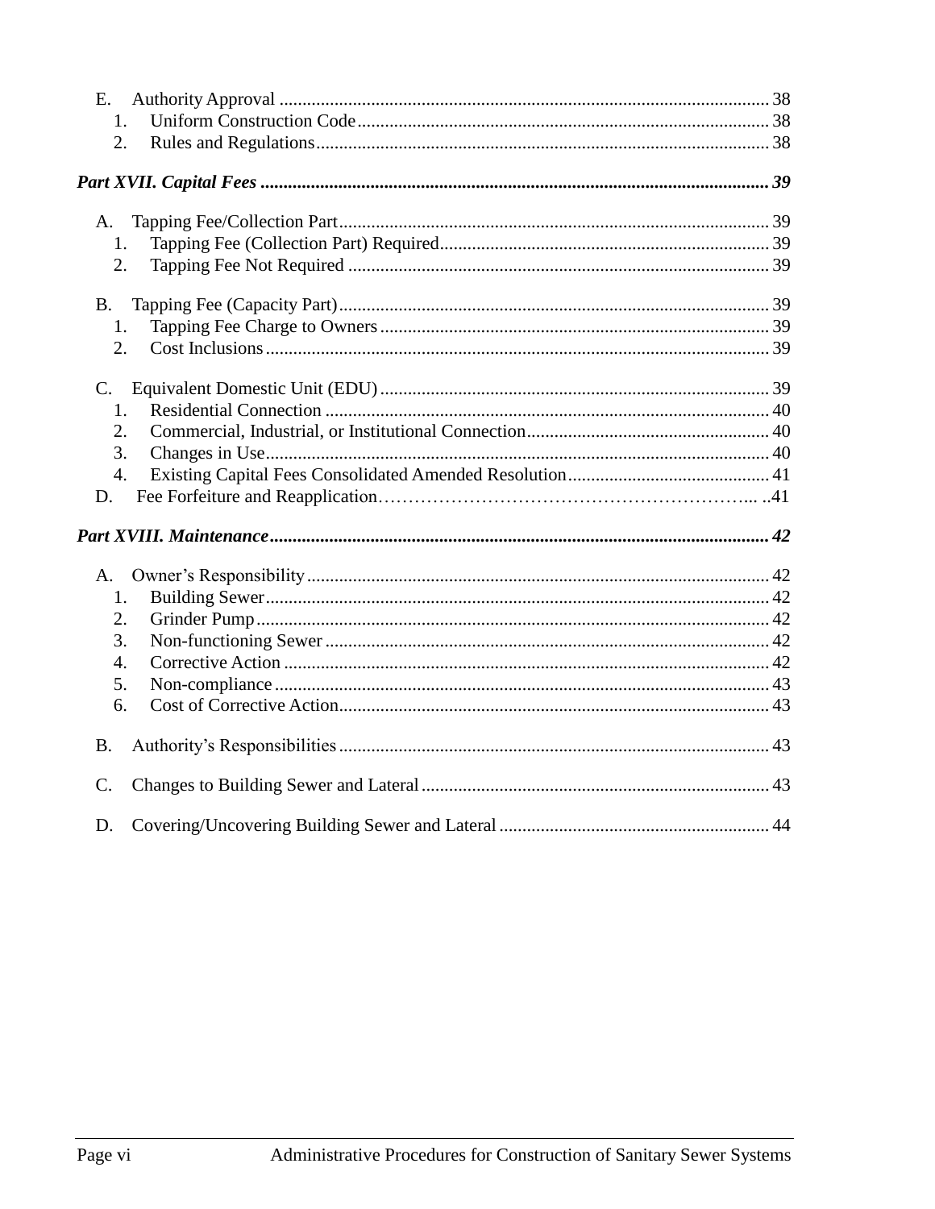E. Authority Approval ........................................................................................................... 38
  1. Uniform Construction Code ......................................................................................... 38
  2. Rules and Regulations .................................................................................................. 38

***Part XVII. Capital Fees ............................................................................................................. 39***

A. Tapping Fee/Collection Part ............................................................................................. 39
  1. Tapping Fee (Collection Part) Required ....................................................................... 39
  2. Tapping Fee Not Required ........................................................................................... 39

B. Tapping Fee (Capacity Part) ............................................................................................. 39
  1. Tapping Fee Charge to Owners .................................................................................... 39
  2. Cost Inclusions ............................................................................................................. 39

C. Equivalent Domestic Unit (EDU) ..................................................................................... 39
  1. Residential Connection ................................................................................................ 40
  2. Commercial, Industrial, or Institutional Connection .................................................... 40
  3. Changes in Use ............................................................................................................. 40
  4. Existing Capital Fees Consolidated Amended Resolution ............................................ 41

D. Fee Forfeiture and Reapplication……………………………………………………... ..41

***Part XVIII. Maintenance ............................................................................................................ 42***

A. Owner's Responsibility ..................................................................................................... 42
  1. Building Sewer ............................................................................................................. 42
  2. Grinder Pump ............................................................................................................... 42
  3. Non-functioning Sewer ................................................................................................ 42
  4. Corrective Action ......................................................................................................... 42
  5. Non-compliance ........................................................................................................... 43
  6. Cost of Corrective Action ............................................................................................. 43

B. Authority's Responsibilities ............................................................................................. 43

C. Changes to Building Sewer and Lateral ............................................................................ 43

D. Covering/Uncovering Building Sewer and Lateral ........................................................... 44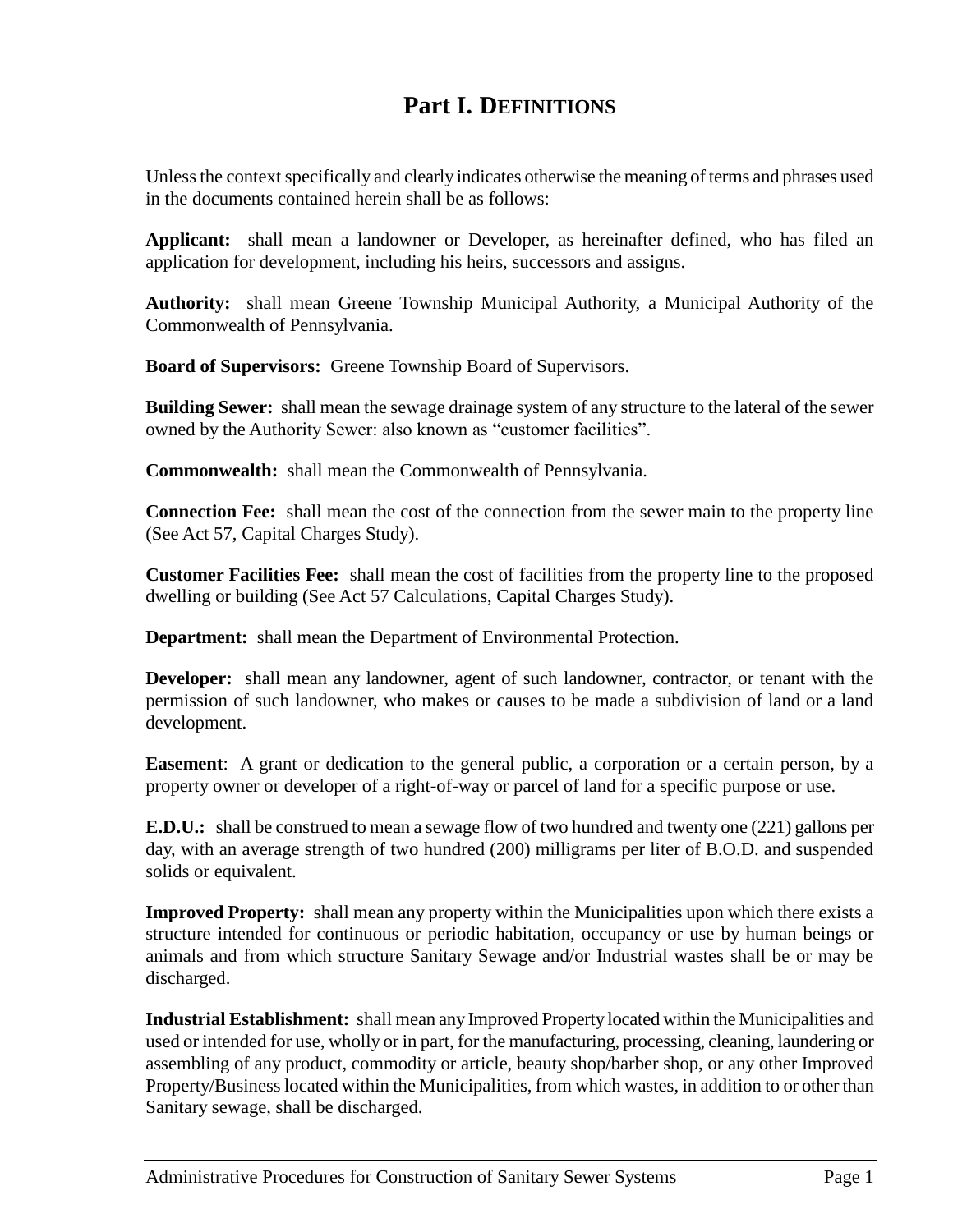# Part I. DEFINITIONS

Unless the context specifically and clearly indicates otherwise the meaning of terms and phrases used in the documents contained herein shall be as follows:

**Applicant:** shall mean a landowner or Developer, as hereinafter defined, who has filed an application for development, including his heirs, successors and assigns.

**Authority:** shall mean Greene Township Municipal Authority, a Municipal Authority of the Commonwealth of Pennsylvania.

**Board of Supervisors:** Greene Township Board of Supervisors.

**Building Sewer:** shall mean the sewage drainage system of any structure to the lateral of the sewer owned by the Authority Sewer: also known as "customer facilities".

**Commonwealth:** shall mean the Commonwealth of Pennsylvania.

**Connection Fee:** shall mean the cost of the connection from the sewer main to the property line (See Act 57, Capital Charges Study).

**Customer Facilities Fee:** shall mean the cost of facilities from the property line to the proposed dwelling or building (See Act 57 Calculations, Capital Charges Study).

**Department:** shall mean the Department of Environmental Protection.

**Developer:** shall mean any landowner, agent of such landowner, contractor, or tenant with the permission of such landowner, who makes or causes to be made a subdivision of land or a land development.

**Easement**: A grant or dedication to the general public, a corporation or a certain person, by a property owner or developer of a right-of-way or parcel of land for a specific purpose or use.

**E.D.U.:** shall be construed to mean a sewage flow of two hundred and twenty one (221) gallons per day, with an average strength of two hundred (200) milligrams per liter of B.O.D. and suspended solids or equivalent.

**Improved Property:** shall mean any property within the Municipalities upon which there exists a structure intended for continuous or periodic habitation, occupancy or use by human beings or animals and from which structure Sanitary Sewage and/or Industrial wastes shall be or may be discharged.

**Industrial Establishment:** shall mean any Improved Property located within the Municipalities and used or intended for use, wholly or in part, for the manufacturing, processing, cleaning, laundering or assembling of any product, commodity or article, beauty shop/barber shop, or any other Improved Property/Business located within the Municipalities, from which wastes, in addition to or other than Sanitary sewage, shall be discharged.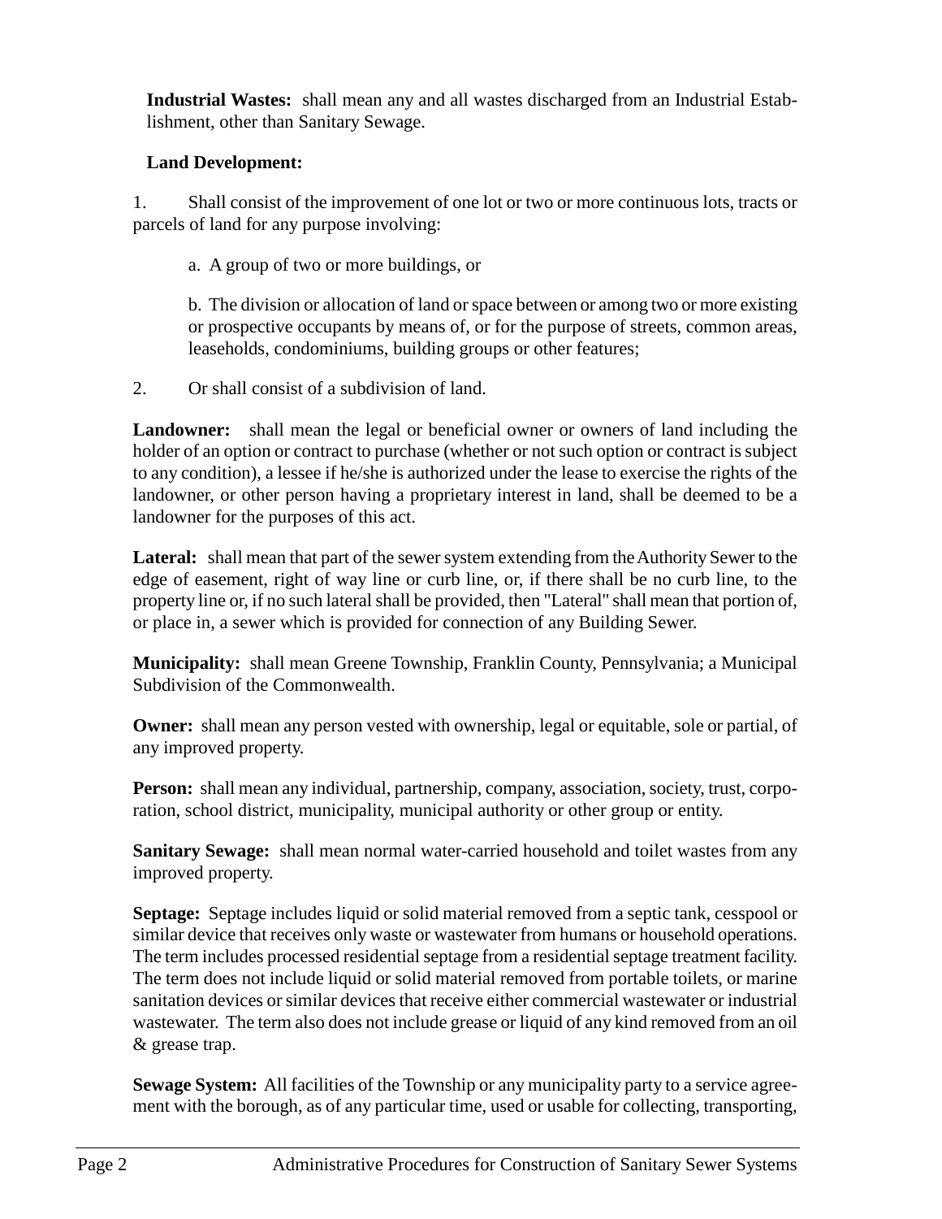**Industrial Wastes:** shall mean any and all wastes discharged from an Industrial Establishment, other than Sanitary Sewage.

**Land Development:**

1. Shall consist of the improvement of one lot or two or more continuous lots, tracts or parcels of land for any purpose involving:

   a. A group of two or more buildings, or

   b. The division or allocation of land or space between or among two or more existing or prospective occupants by means of, or for the purpose of streets, common areas, leaseholds, condominiums, building groups or other features;

2. Or shall consist of a subdivision of land.

**Landowner:** shall mean the legal or beneficial owner or owners of land including the holder of an option or contract to purchase (whether or not such option or contract is subject to any condition), a lessee if he/she is authorized under the lease to exercise the rights of the landowner, or other person having a proprietary interest in land, shall be deemed to be a landowner for the purposes of this act.

**Lateral:** shall mean that part of the sewer system extending from the Authority Sewer to the edge of easement, right of way line or curb line, or, if there shall be no curb line, to the property line or, if no such lateral shall be provided, then "Lateral" shall mean that portion of, or place in, a sewer which is provided for connection of any Building Sewer.

**Municipality:** shall mean Greene Township, Franklin County, Pennsylvania; a Municipal Subdivision of the Commonwealth.

**Owner:** shall mean any person vested with ownership, legal or equitable, sole or partial, of any improved property.

**Person:** shall mean any individual, partnership, company, association, society, trust, corporation, school district, municipality, municipal authority or other group or entity.

**Sanitary Sewage:** shall mean normal water-carried household and toilet wastes from any improved property.

**Septage:** Septage includes liquid or solid material removed from a septic tank, cesspool or similar device that receives only waste or wastewater from humans or household operations. The term includes processed residential septage from a residential septage treatment facility. The term does not include liquid or solid material removed from portable toilets, or marine sanitation devices or similar devices that receive either commercial wastewater or industrial wastewater. The term also does not include grease or liquid of any kind removed from an oil & grease trap.

**Sewage System:** All facilities of the Township or any municipality party to a service agreement with the borough, as of any particular time, used or usable for collecting, transporting,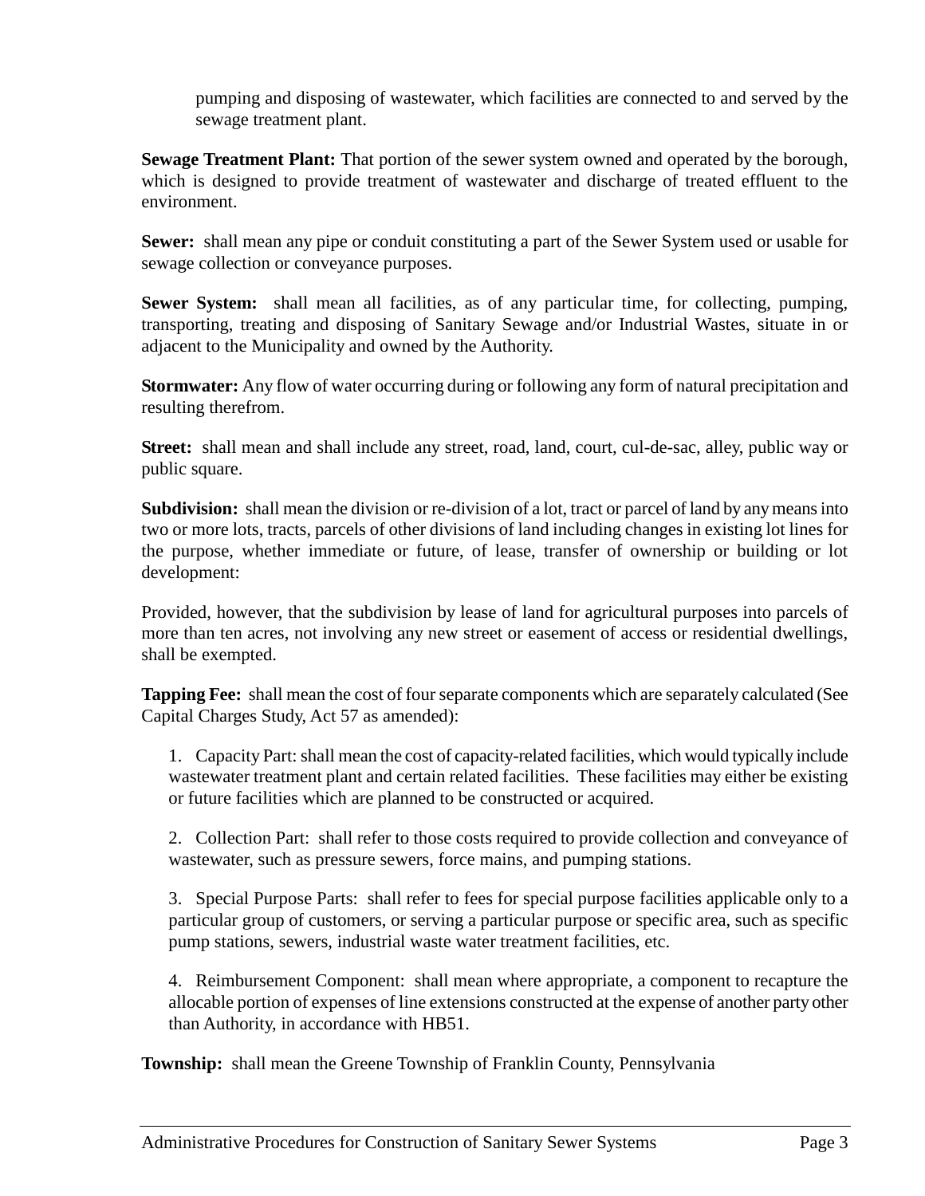pumping and disposing of wastewater, which facilities are connected to and served by the sewage treatment plant.

**Sewage Treatment Plant:** That portion of the sewer system owned and operated by the borough, which is designed to provide treatment of wastewater and discharge of treated effluent to the environment.

**Sewer:** shall mean any pipe or conduit constituting a part of the Sewer System used or usable for sewage collection or conveyance purposes.

**Sewer System:** shall mean all facilities, as of any particular time, for collecting, pumping, transporting, treating and disposing of Sanitary Sewage and/or Industrial Wastes, situate in or adjacent to the Municipality and owned by the Authority.

**Stormwater:** Any flow of water occurring during or following any form of natural precipitation and resulting therefrom.

**Street:** shall mean and shall include any street, road, land, court, cul-de-sac, alley, public way or public square.

**Subdivision:** shall mean the division or re-division of a lot, tract or parcel of land by any means into two or more lots, tracts, parcels of other divisions of land including changes in existing lot lines for the purpose, whether immediate or future, of lease, transfer of ownership or building or lot development:

Provided, however, that the subdivision by lease of land for agricultural purposes into parcels of more than ten acres, not involving any new street or easement of access or residential dwellings, shall be exempted.

**Tapping Fee:** shall mean the cost of four separate components which are separately calculated (See Capital Charges Study, Act 57 as amended):

1. Capacity Part: shall mean the cost of capacity-related facilities, which would typically include wastewater treatment plant and certain related facilities. These facilities may either be existing or future facilities which are planned to be constructed or acquired.

2. Collection Part: shall refer to those costs required to provide collection and conveyance of wastewater, such as pressure sewers, force mains, and pumping stations.

3. Special Purpose Parts: shall refer to fees for special purpose facilities applicable only to a particular group of customers, or serving a particular purpose or specific area, such as specific pump stations, sewers, industrial waste water treatment facilities, etc.

4. Reimbursement Component: shall mean where appropriate, a component to recapture the allocable portion of expenses of line extensions constructed at the expense of another party other than Authority, in accordance with HB51.

**Township:** shall mean the Greene Township of Franklin County, Pennsylvania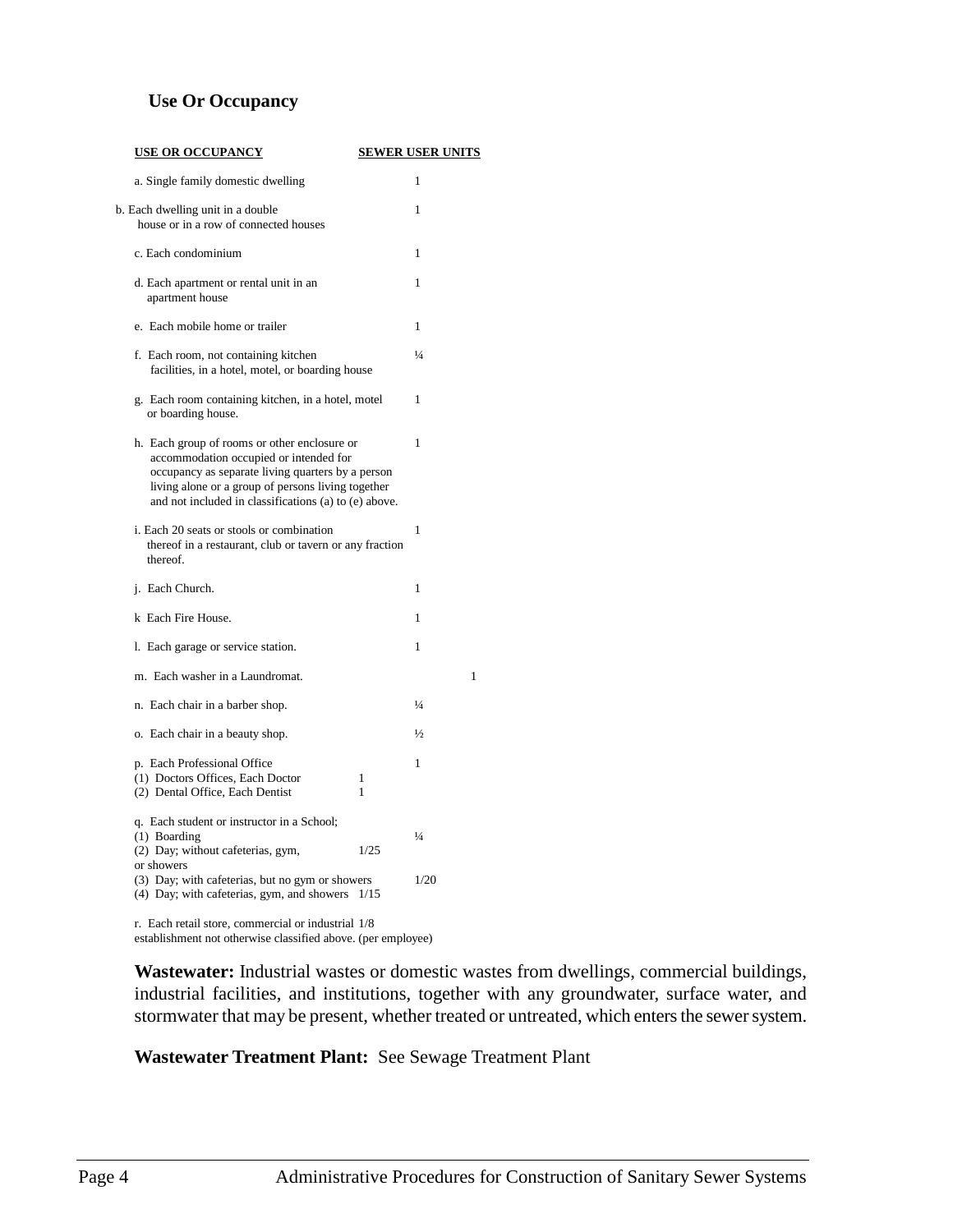### Use Or Occupancy

| USE OR OCCUPANCY | SEWER USER UNITS |
|---|---|
| a. Single family domestic dwelling | 1 |
| b. Each dwelling unit in a double house or in a row of connected houses | 1 |
| c. Each condominium | 1 |
| d. Each apartment or rental unit in an apartment house | 1 |
| e. Each mobile home or trailer | 1 |
| f. Each room, not containing kitchen facilities, in a hotel, motel, or boarding house | ¼ |
| g. Each room containing kitchen, in a hotel, motel or boarding house. | 1 |
| h. Each group of rooms or other enclosure or accommodation occupied or intended for occupancy as separate living quarters by a person living alone or a group of persons living together and not included in classifications (a) to (e) above. | 1 |
| i. Each 20 seats or stools or combination thereof in a restaurant, club or tavern or any fraction thereof. | 1 |
| j. Each Church. | 1 |
| k Each Fire House. | 1 |
| l. Each garage or service station. | 1 |
| m. Each washer in a Laundromat. | 1 |
| n. Each chair in a barber shop. | ¼ |
| o. Each chair in a beauty shop. | ½ |
| p. Each Professional Office | 1 |
| (1) Doctors Offices, Each Doctor | 1 |
| (2) Dental Office, Each Dentist | 1 |
| q. Each student or instructor in a School; | |
| (1) Boarding | ¼ |
| (2) Day; without cafeterias, gym, or showers | 1/25 |
| (3) Day; with cafeterias, but no gym or showers | 1/20 |
| (4) Day; with cafeterias, gym, and showers | 1/15 |
| r. Each retail store, commercial or industrial establishment not otherwise classified above. (per employee) | 1/8 |

**Wastewater:** Industrial wastes or domestic wastes from dwellings, commercial buildings, industrial facilities, and institutions, together with any groundwater, surface water, and stormwater that may be present, whether treated or untreated, which enters the sewer system.

**Wastewater Treatment Plant:** See Sewage Treatment Plant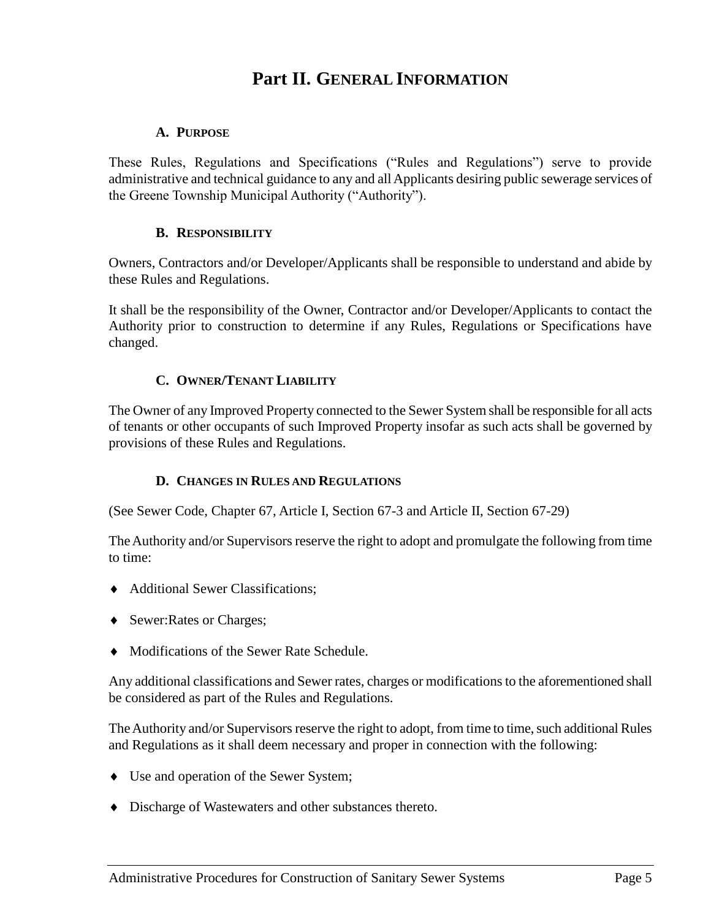# Part II. GENERAL INFORMATION

### A. PURPOSE

These Rules, Regulations and Specifications ("Rules and Regulations") serve to provide administrative and technical guidance to any and all Applicants desiring public sewerage services of the Greene Township Municipal Authority ("Authority").

### B. RESPONSIBILITY

Owners, Contractors and/or Developer/Applicants shall be responsible to understand and abide by these Rules and Regulations.

It shall be the responsibility of the Owner, Contractor and/or Developer/Applicants to contact the Authority prior to construction to determine if any Rules, Regulations or Specifications have changed.

### C. OWNER/TENANT LIABILITY

The Owner of any Improved Property connected to the Sewer System shall be responsible for all acts of tenants or other occupants of such Improved Property insofar as such acts shall be governed by provisions of these Rules and Regulations.

### D. CHANGES IN RULES AND REGULATIONS

(See Sewer Code, Chapter 67, Article I, Section 67-3 and Article II, Section 67-29)

The Authority and/or Supervisors reserve the right to adopt and promulgate the following from time to time:

- Additional Sewer Classifications;
- Sewer:Rates or Charges;
- Modifications of the Sewer Rate Schedule.

Any additional classifications and Sewer rates, charges or modifications to the aforementioned shall be considered as part of the Rules and Regulations.

The Authority and/or Supervisors reserve the right to adopt, from time to time, such additional Rules and Regulations as it shall deem necessary and proper in connection with the following:

- Use and operation of the Sewer System;
- Discharge of Wastewaters and other substances thereto.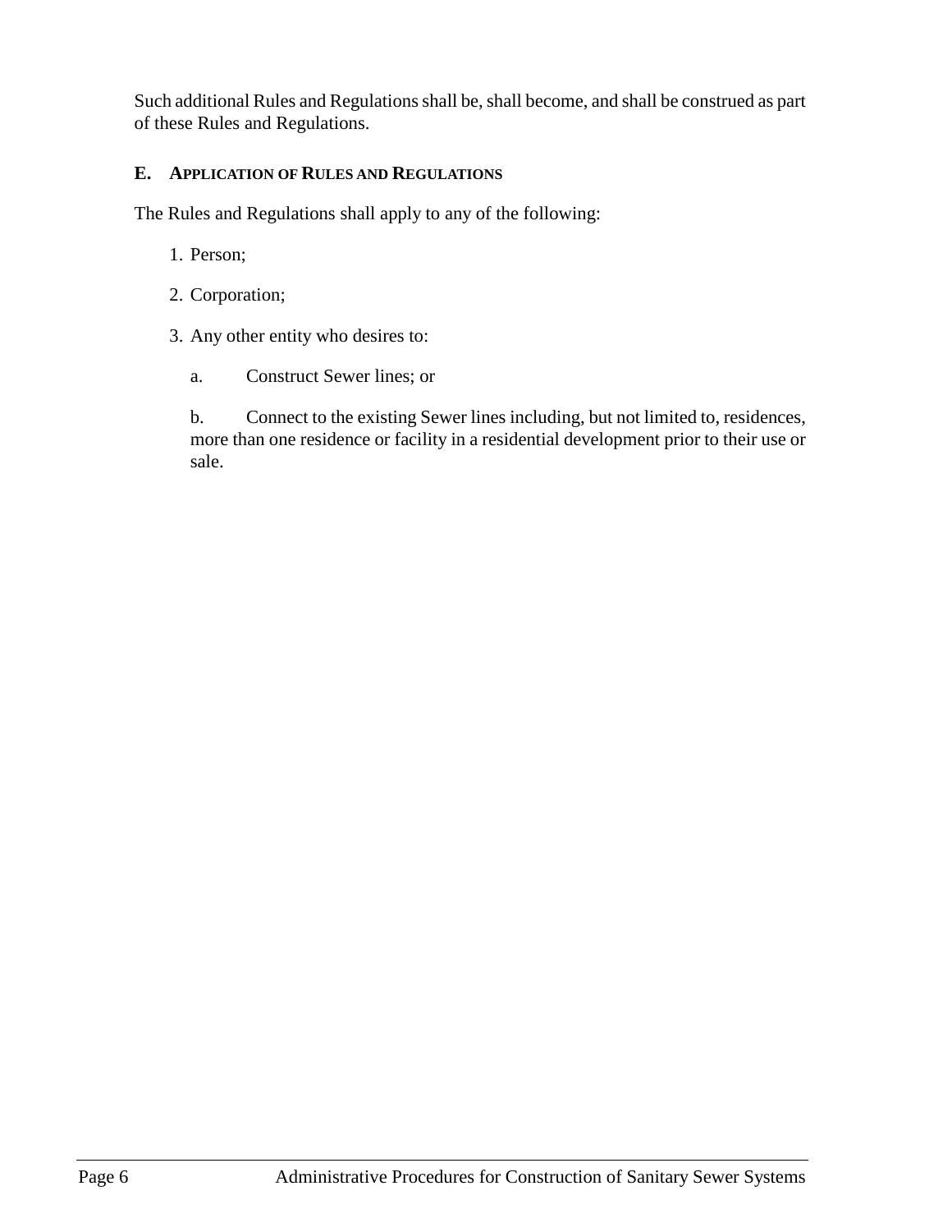Such additional Rules and Regulations shall be, shall become, and shall be construed as part of these Rules and Regulations.

### E. APPLICATION OF RULES AND REGULATIONS

The Rules and Regulations shall apply to any of the following:

1. Person;
2. Corporation;
3. Any other entity who desires to:
   a. Construct Sewer lines; or
   b. Connect to the existing Sewer lines including, but not limited to, residences, more than one residence or facility in a residential development prior to their use or sale.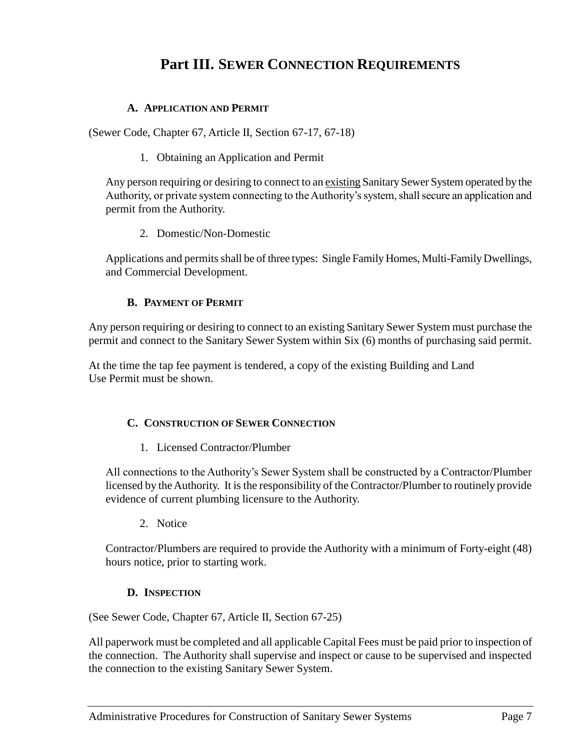# Part III. SEWER CONNECTION REQUIREMENTS

## A. APPLICATION AND PERMIT

(Sewer Code, Chapter 67, Article II, Section 67-17, 67-18)

1. Obtaining an Application and Permit

Any person requiring or desiring to connect to an existing Sanitary Sewer System operated by the Authority, or private system connecting to the Authority's system, shall secure an application and permit from the Authority.

2. Domestic/Non-Domestic

Applications and permits shall be of three types: Single Family Homes, Multi-Family Dwellings, and Commercial Development.

## B. PAYMENT OF PERMIT

Any person requiring or desiring to connect to an existing Sanitary Sewer System must purchase the permit and connect to the Sanitary Sewer System within Six (6) months of purchasing said permit.

At the time the tap fee payment is tendered, a copy of the existing Building and Land Use Permit must be shown.

## C. CONSTRUCTION OF SEWER CONNECTION

1. Licensed Contractor/Plumber

All connections to the Authority's Sewer System shall be constructed by a Contractor/Plumber licensed by the Authority. It is the responsibility of the Contractor/Plumber to routinely provide evidence of current plumbing licensure to the Authority.

2. Notice

Contractor/Plumbers are required to provide the Authority with a minimum of Forty-eight (48) hours notice, prior to starting work.

## D. INSPECTION

(See Sewer Code, Chapter 67, Article II, Section 67-25)

All paperwork must be completed and all applicable Capital Fees must be paid prior to inspection of the connection. The Authority shall supervise and inspect or cause to be supervised and inspected the connection to the existing Sanitary Sewer System.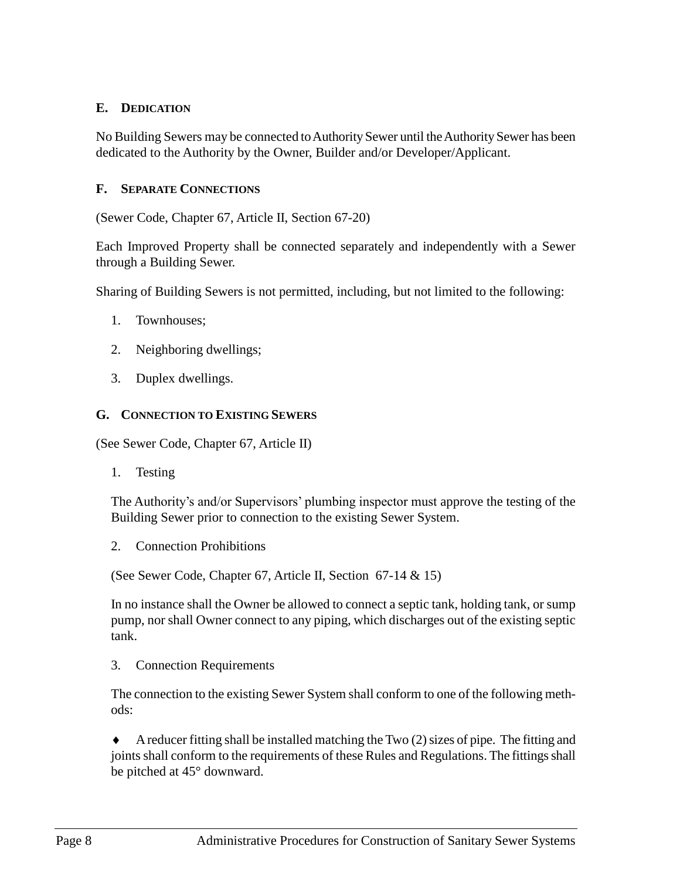### E. DEDICATION

No Building Sewers may be connected to Authority Sewer until the Authority Sewer has been dedicated to the Authority by the Owner, Builder and/or Developer/Applicant.

### F. SEPARATE CONNECTIONS

(Sewer Code, Chapter 67, Article II, Section 67-20)

Each Improved Property shall be connected separately and independently with a Sewer through a Building Sewer.

Sharing of Building Sewers is not permitted, including, but not limited to the following:

1. Townhouses;
2. Neighboring dwellings;
3. Duplex dwellings.

### G. CONNECTION TO EXISTING SEWERS

(See Sewer Code, Chapter 67, Article II)

1. Testing

The Authority's and/or Supervisors' plumbing inspector must approve the testing of the Building Sewer prior to connection to the existing Sewer System.

2. Connection Prohibitions

(See Sewer Code, Chapter 67, Article II, Section 67-14 & 15)

In no instance shall the Owner be allowed to connect a septic tank, holding tank, or sump pump, nor shall Owner connect to any piping, which discharges out of the existing septic tank.

3. Connection Requirements

The connection to the existing Sewer System shall conform to one of the following methods:

♦ A reducer fitting shall be installed matching the Two (2) sizes of pipe. The fitting and joints shall conform to the requirements of these Rules and Regulations. The fittings shall be pitched at 45° downward.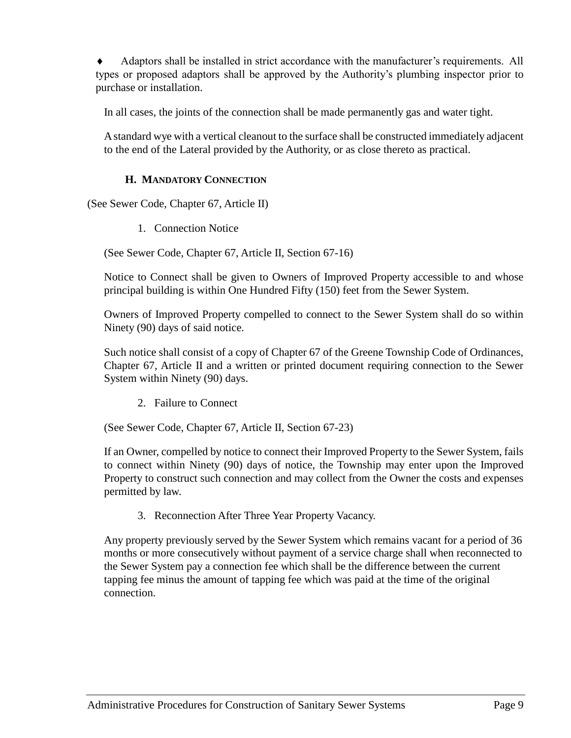- Adaptors shall be installed in strict accordance with the manufacturer's requirements. All types or proposed adaptors shall be approved by the Authority's plumbing inspector prior to purchase or installation.

In all cases, the joints of the connection shall be made permanently gas and water tight.

A standard wye with a vertical cleanout to the surface shall be constructed immediately adjacent to the end of the Lateral provided by the Authority, or as close thereto as practical.

### H. MANDATORY CONNECTION

(See Sewer Code, Chapter 67, Article II)

1. Connection Notice

(See Sewer Code, Chapter 67, Article II, Section 67-16)

Notice to Connect shall be given to Owners of Improved Property accessible to and whose principal building is within One Hundred Fifty (150) feet from the Sewer System.

Owners of Improved Property compelled to connect to the Sewer System shall do so within Ninety (90) days of said notice.

Such notice shall consist of a copy of Chapter 67 of the Greene Township Code of Ordinances, Chapter 67, Article II and a written or printed document requiring connection to the Sewer System within Ninety (90) days.

2. Failure to Connect

(See Sewer Code, Chapter 67, Article II, Section 67-23)

If an Owner, compelled by notice to connect their Improved Property to the Sewer System, fails to connect within Ninety (90) days of notice, the Township may enter upon the Improved Property to construct such connection and may collect from the Owner the costs and expenses permitted by law.

3. Reconnection After Three Year Property Vacancy.

Any property previously served by the Sewer System which remains vacant for a period of 36 months or more consecutively without payment of a service charge shall when reconnected to the Sewer System pay a connection fee which shall be the difference between the current tapping fee minus the amount of tapping fee which was paid at the time of the original connection.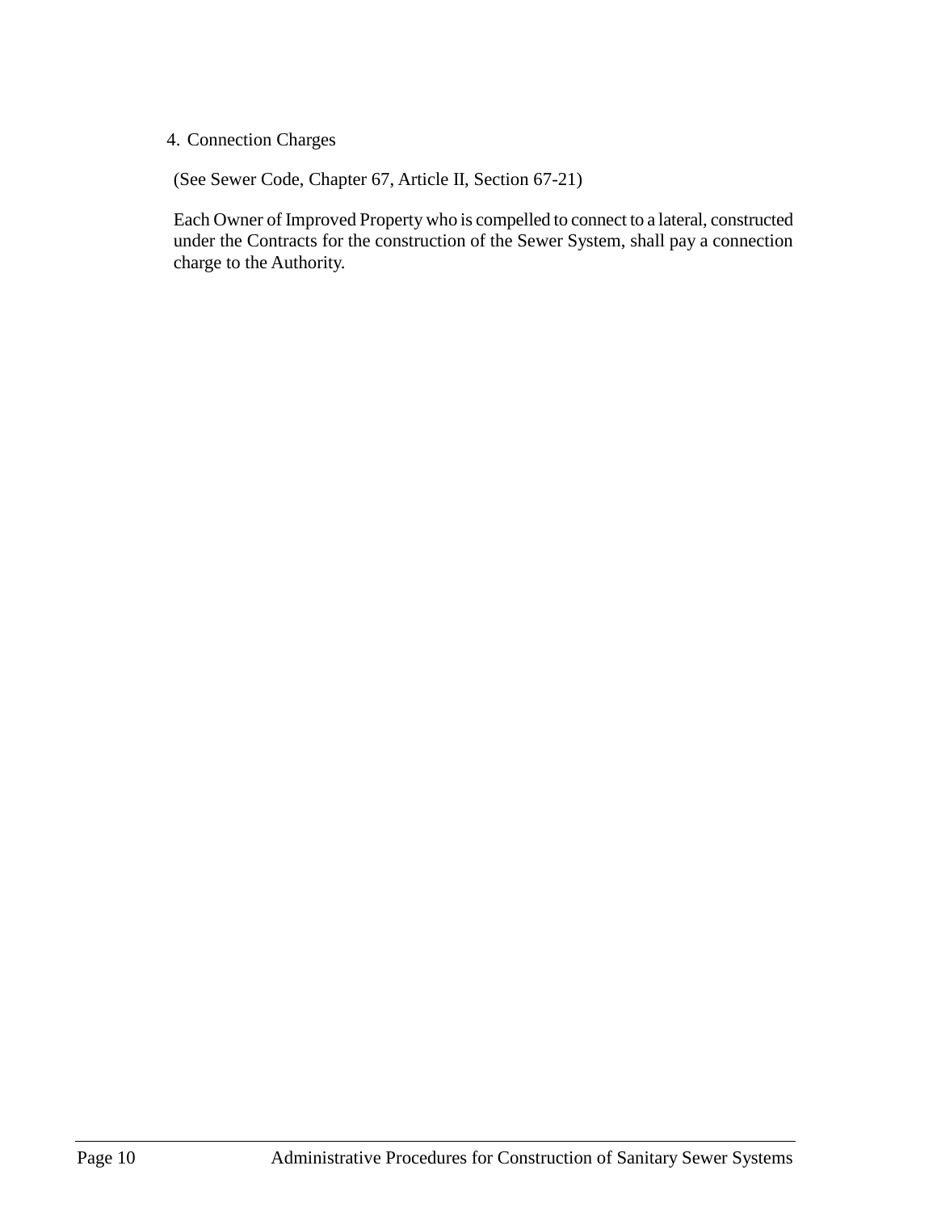4. Connection Charges

(See Sewer Code, Chapter 67, Article II, Section 67-21)

Each Owner of Improved Property who is compelled to connect to a lateral, constructed under the Contracts for the construction of the Sewer System, shall pay a connection charge to the Authority.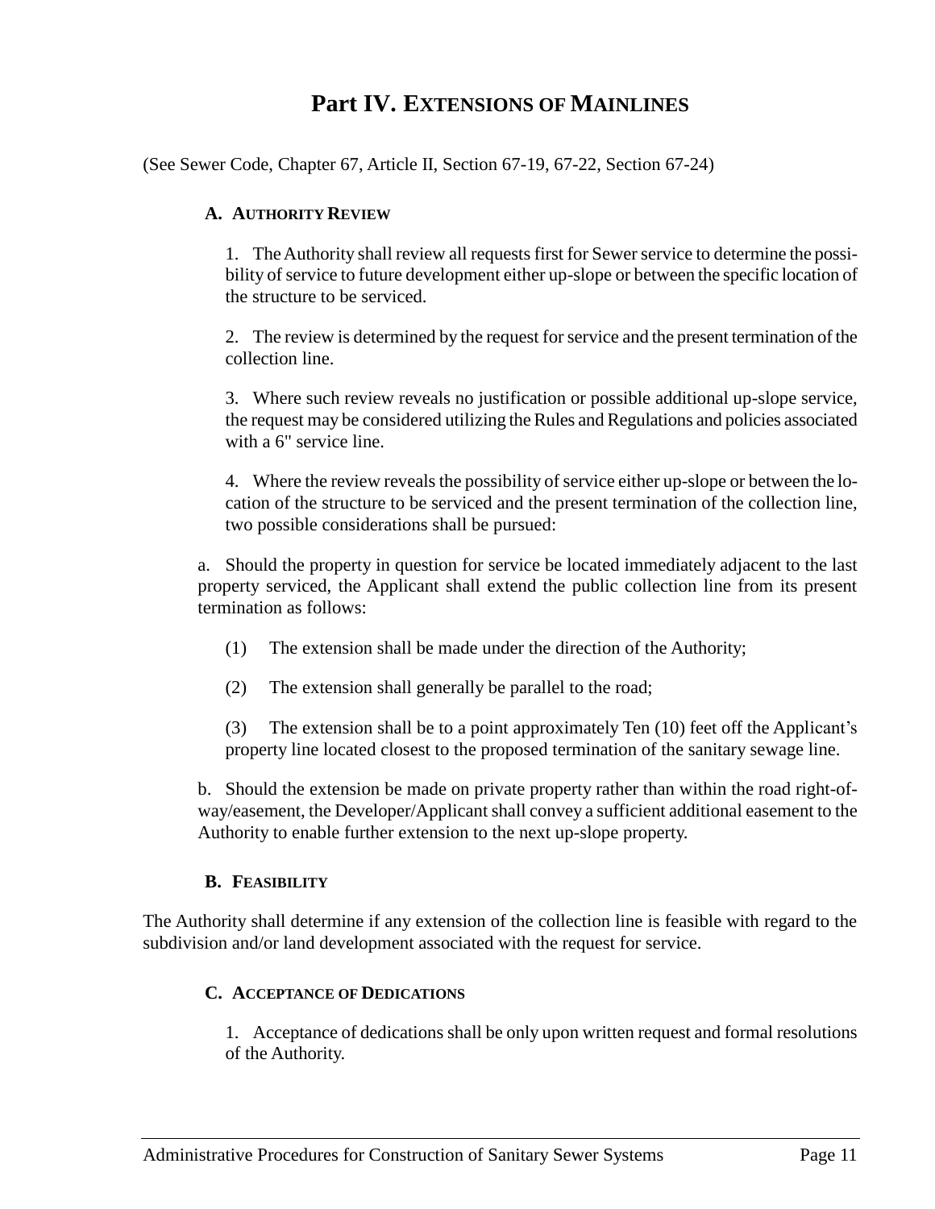# Part IV. EXTENSIONS OF MAINLINES

(See Sewer Code, Chapter 67, Article II, Section 67-19, 67-22, Section 67-24)

### A. AUTHORITY REVIEW

1. The Authority shall review all requests first for Sewer service to determine the possibility of service to future development either up-slope or between the specific location of the structure to be serviced.

2. The review is determined by the request for service and the present termination of the collection line.

3. Where such review reveals no justification or possible additional up-slope service, the request may be considered utilizing the Rules and Regulations and policies associated with a 6" service line.

4. Where the review reveals the possibility of service either up-slope or between the location of the structure to be serviced and the present termination of the collection line, two possible considerations shall be pursued:

a. Should the property in question for service be located immediately adjacent to the last property serviced, the Applicant shall extend the public collection line from its present termination as follows:

(1) The extension shall be made under the direction of the Authority;

(2) The extension shall generally be parallel to the road;

(3) The extension shall be to a point approximately Ten (10) feet off the Applicant's property line located closest to the proposed termination of the sanitary sewage line.

b. Should the extension be made on private property rather than within the road right-of-way/easement, the Developer/Applicant shall convey a sufficient additional easement to the Authority to enable further extension to the next up-slope property.

### B. FEASIBILITY

The Authority shall determine if any extension of the collection line is feasible with regard to the subdivision and/or land development associated with the request for service.

### C. ACCEPTANCE OF DEDICATIONS

1. Acceptance of dedications shall be only upon written request and formal resolutions of the Authority.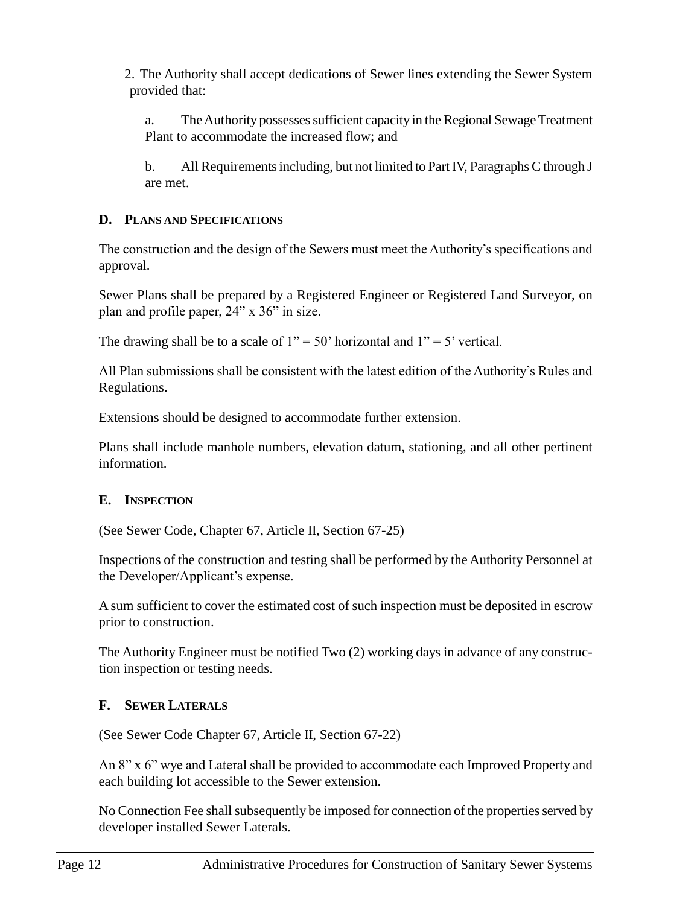2. The Authority shall accept dedications of Sewer lines extending the Sewer System provided that:

   a. The Authority possesses sufficient capacity in the Regional Sewage Treatment Plant to accommodate the increased flow; and

   b. All Requirements including, but not limited to Part IV, Paragraphs C through J are met.

### D. Plans and Specifications

The construction and the design of the Sewers must meet the Authority's specifications and approval.

Sewer Plans shall be prepared by a Registered Engineer or Registered Land Surveyor, on plan and profile paper, 24" x 36" in size.

The drawing shall be to a scale of 1" = 50' horizontal and 1" = 5' vertical.

All Plan submissions shall be consistent with the latest edition of the Authority's Rules and Regulations.

Extensions should be designed to accommodate further extension.

Plans shall include manhole numbers, elevation datum, stationing, and all other pertinent information.

### E. Inspection

(See Sewer Code, Chapter 67, Article II, Section 67-25)

Inspections of the construction and testing shall be performed by the Authority Personnel at the Developer/Applicant's expense.

A sum sufficient to cover the estimated cost of such inspection must be deposited in escrow prior to construction.

The Authority Engineer must be notified Two (2) working days in advance of any construction inspection or testing needs.

### F. Sewer Laterals

(See Sewer Code Chapter 67, Article II, Section 67-22)

An 8" x 6" wye and Lateral shall be provided to accommodate each Improved Property and each building lot accessible to the Sewer extension.

No Connection Fee shall subsequently be imposed for connection of the properties served by developer installed Sewer Laterals.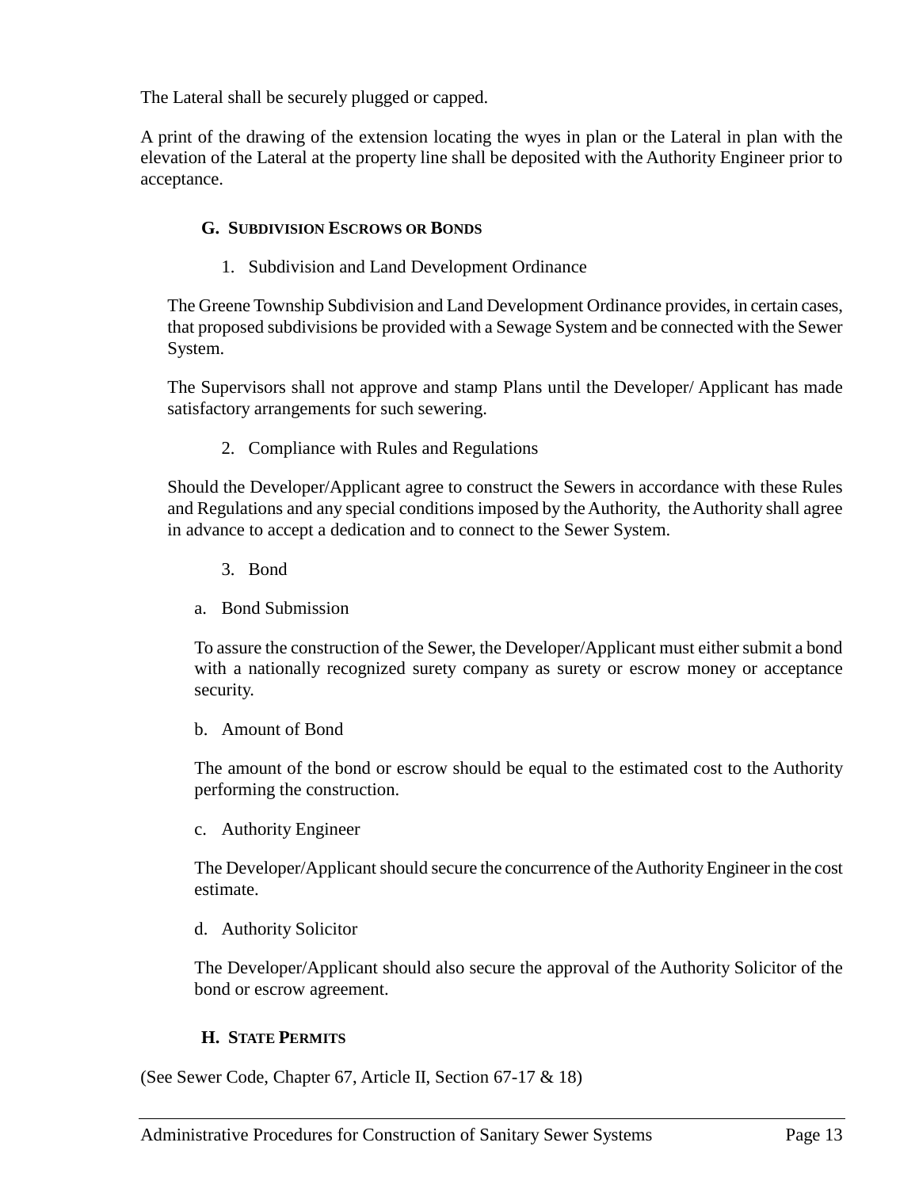The Lateral shall be securely plugged or capped.

A print of the drawing of the extension locating the wyes in plan or the Lateral in plan with the elevation of the Lateral at the property line shall be deposited with the Authority Engineer prior to acceptance.

### G. SUBDIVISION ESCROWS OR BONDS

1. Subdivision and Land Development Ordinance

The Greene Township Subdivision and Land Development Ordinance provides, in certain cases, that proposed subdivisions be provided with a Sewage System and be connected with the Sewer System.

The Supervisors shall not approve and stamp Plans until the Developer/ Applicant has made satisfactory arrangements for such sewering.

2. Compliance with Rules and Regulations

Should the Developer/Applicant agree to construct the Sewers in accordance with these Rules and Regulations and any special conditions imposed by the Authority, the Authority shall agree in advance to accept a dedication and to connect to the Sewer System.

3. Bond

a. Bond Submission

To assure the construction of the Sewer, the Developer/Applicant must either submit a bond with a nationally recognized surety company as surety or escrow money or acceptance security.

b. Amount of Bond

The amount of the bond or escrow should be equal to the estimated cost to the Authority performing the construction.

c. Authority Engineer

The Developer/Applicant should secure the concurrence of the Authority Engineer in the cost estimate.

d. Authority Solicitor

The Developer/Applicant should also secure the approval of the Authority Solicitor of the bond or escrow agreement.

### H. STATE PERMITS

(See Sewer Code, Chapter 67, Article II, Section 67-17 & 18)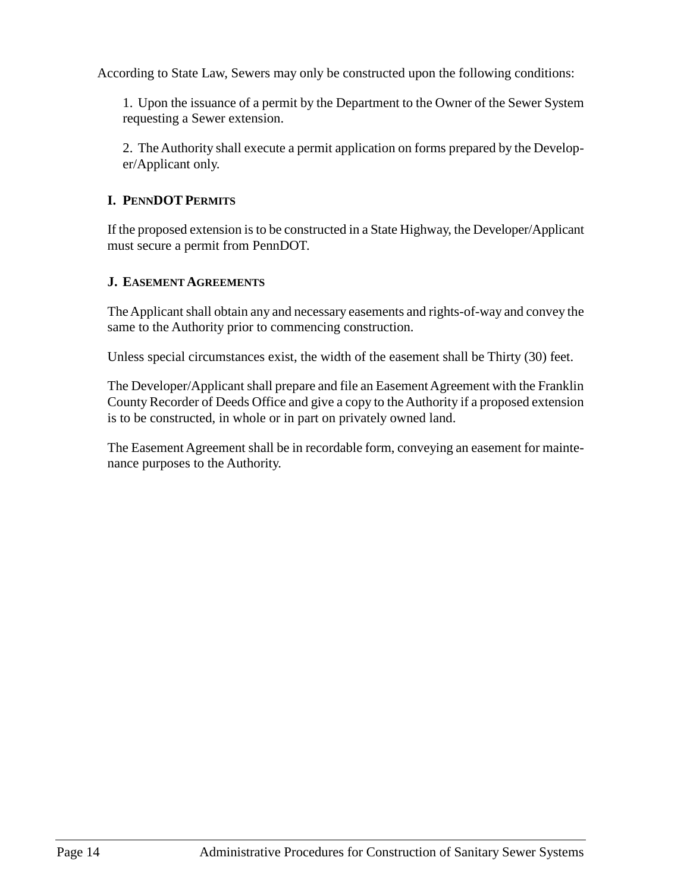According to State Law, Sewers may only be constructed upon the following conditions:

1. Upon the issuance of a permit by the Department to the Owner of the Sewer System requesting a Sewer extension.

2. The Authority shall execute a permit application on forms prepared by the Developer/Applicant only.

### I. PennDOT Permits

If the proposed extension is to be constructed in a State Highway, the Developer/Applicant must secure a permit from PennDOT.

### J. Easement Agreements

The Applicant shall obtain any and necessary easements and rights-of-way and convey the same to the Authority prior to commencing construction.

Unless special circumstances exist, the width of the easement shall be Thirty (30) feet.

The Developer/Applicant shall prepare and file an Easement Agreement with the Franklin County Recorder of Deeds Office and give a copy to the Authority if a proposed extension is to be constructed, in whole or in part on privately owned land.

The Easement Agreement shall be in recordable form, conveying an easement for maintenance purposes to the Authority.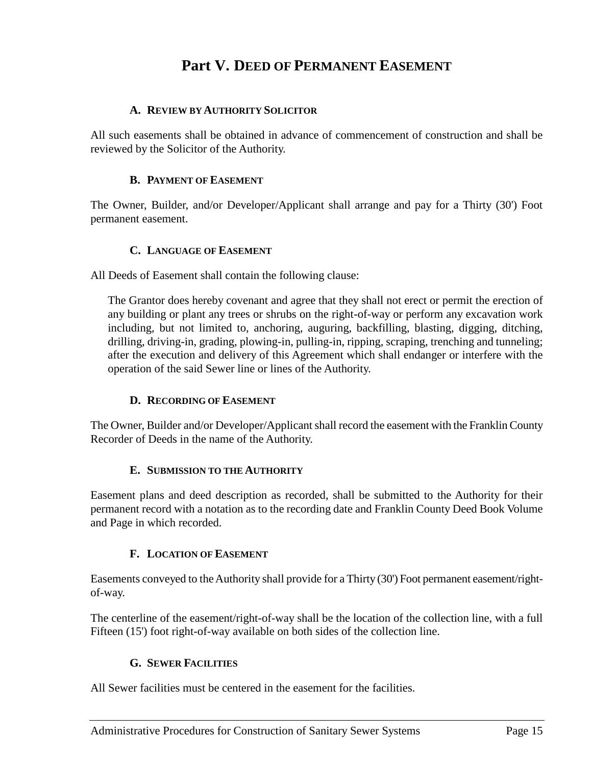# Part V. Deed of Permanent Easement

### A. Review by Authority Solicitor

All such easements shall be obtained in advance of commencement of construction and shall be reviewed by the Solicitor of the Authority.

### B. Payment of Easement

The Owner, Builder, and/or Developer/Applicant shall arrange and pay for a Thirty (30') Foot permanent easement.

### C. Language of Easement

All Deeds of Easement shall contain the following clause:

> The Grantor does hereby covenant and agree that they shall not erect or permit the erection of any building or plant any trees or shrubs on the right-of-way or perform any excavation work including, but not limited to, anchoring, auguring, backfilling, blasting, digging, ditching, drilling, driving-in, grading, plowing-in, pulling-in, ripping, scraping, trenching and tunneling; after the execution and delivery of this Agreement which shall endanger or interfere with the operation of the said Sewer line or lines of the Authority.

### D. Recording of Easement

The Owner, Builder and/or Developer/Applicant shall record the easement with the Franklin County Recorder of Deeds in the name of the Authority.

### E. Submission to the Authority

Easement plans and deed description as recorded, shall be submitted to the Authority for their permanent record with a notation as to the recording date and Franklin County Deed Book Volume and Page in which recorded.

### F. Location of Easement

Easements conveyed to the Authority shall provide for a Thirty (30') Foot permanent easement/right-of-way.

The centerline of the easement/right-of-way shall be the location of the collection line, with a full Fifteen (15') foot right-of-way available on both sides of the collection line.

### G. Sewer Facilities

All Sewer facilities must be centered in the easement for the facilities.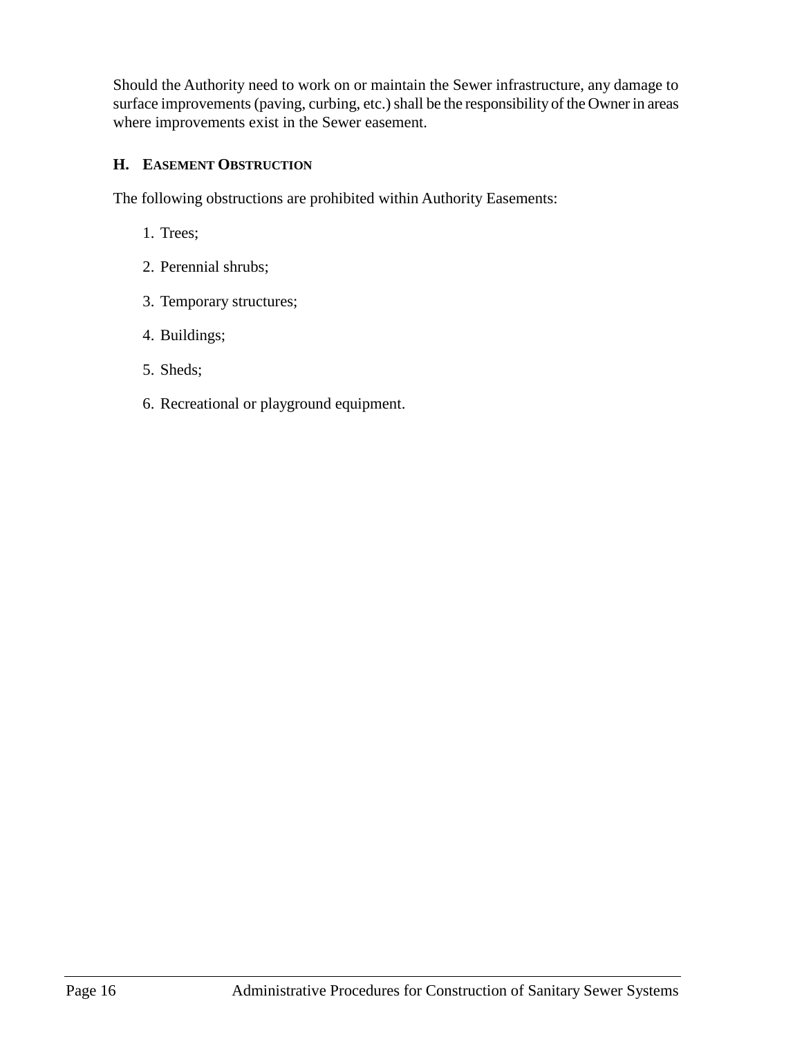Should the Authority need to work on or maintain the Sewer infrastructure, any damage to surface improvements (paving, curbing, etc.) shall be the responsibility of the Owner in areas where improvements exist in the Sewer easement.

### H. Easement Obstruction

The following obstructions are prohibited within Authority Easements:

1. Trees;
2. Perennial shrubs;
3. Temporary structures;
4. Buildings;
5. Sheds;
6. Recreational or playground equipment.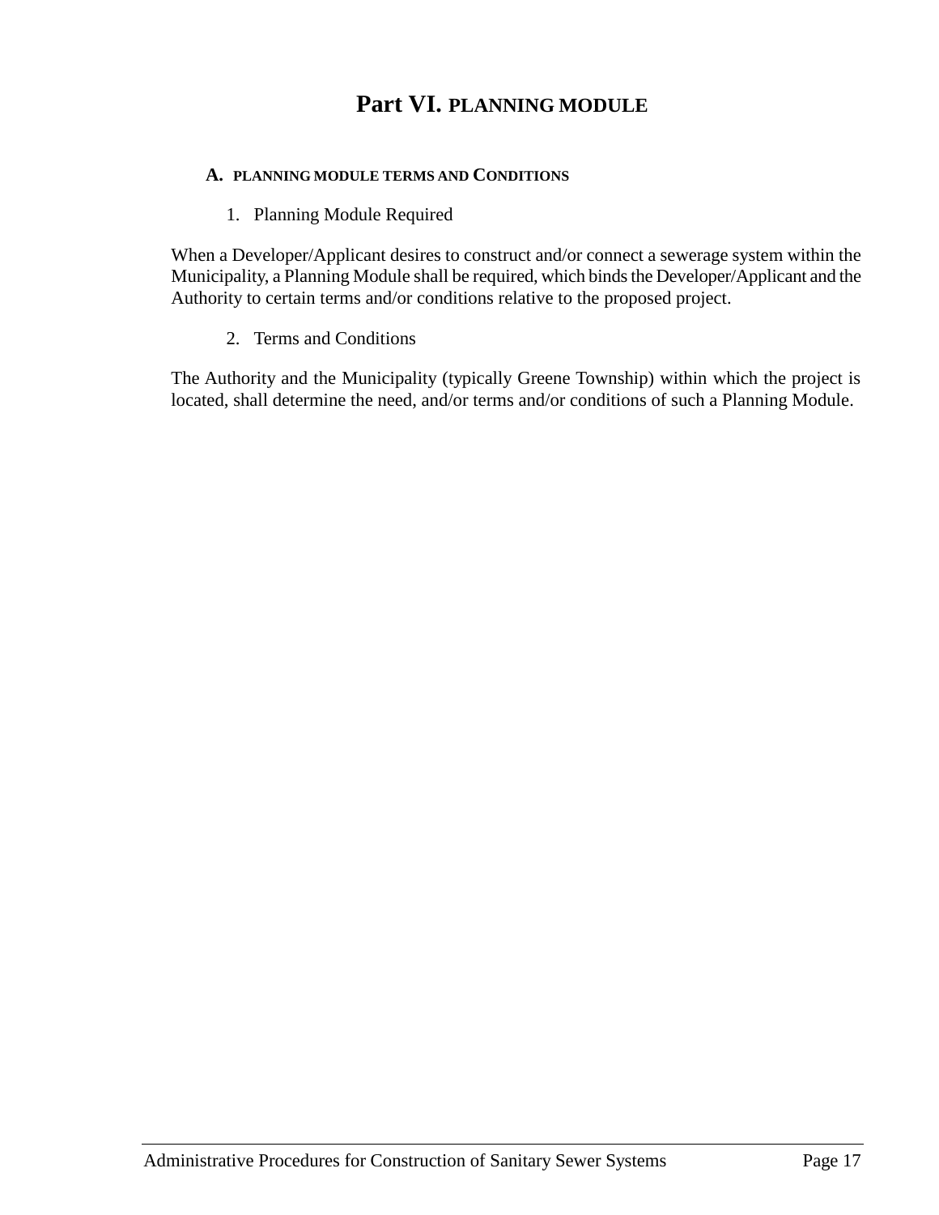# Part VI. PLANNING MODULE

## A. PLANNING MODULE TERMS AND CONDITIONS

1. Planning Module Required

When a Developer/Applicant desires to construct and/or connect a sewerage system within the Municipality, a Planning Module shall be required, which binds the Developer/Applicant and the Authority to certain terms and/or conditions relative to the proposed project.

2. Terms and Conditions

The Authority and the Municipality (typically Greene Township) within which the project is located, shall determine the need, and/or terms and/or conditions of such a Planning Module.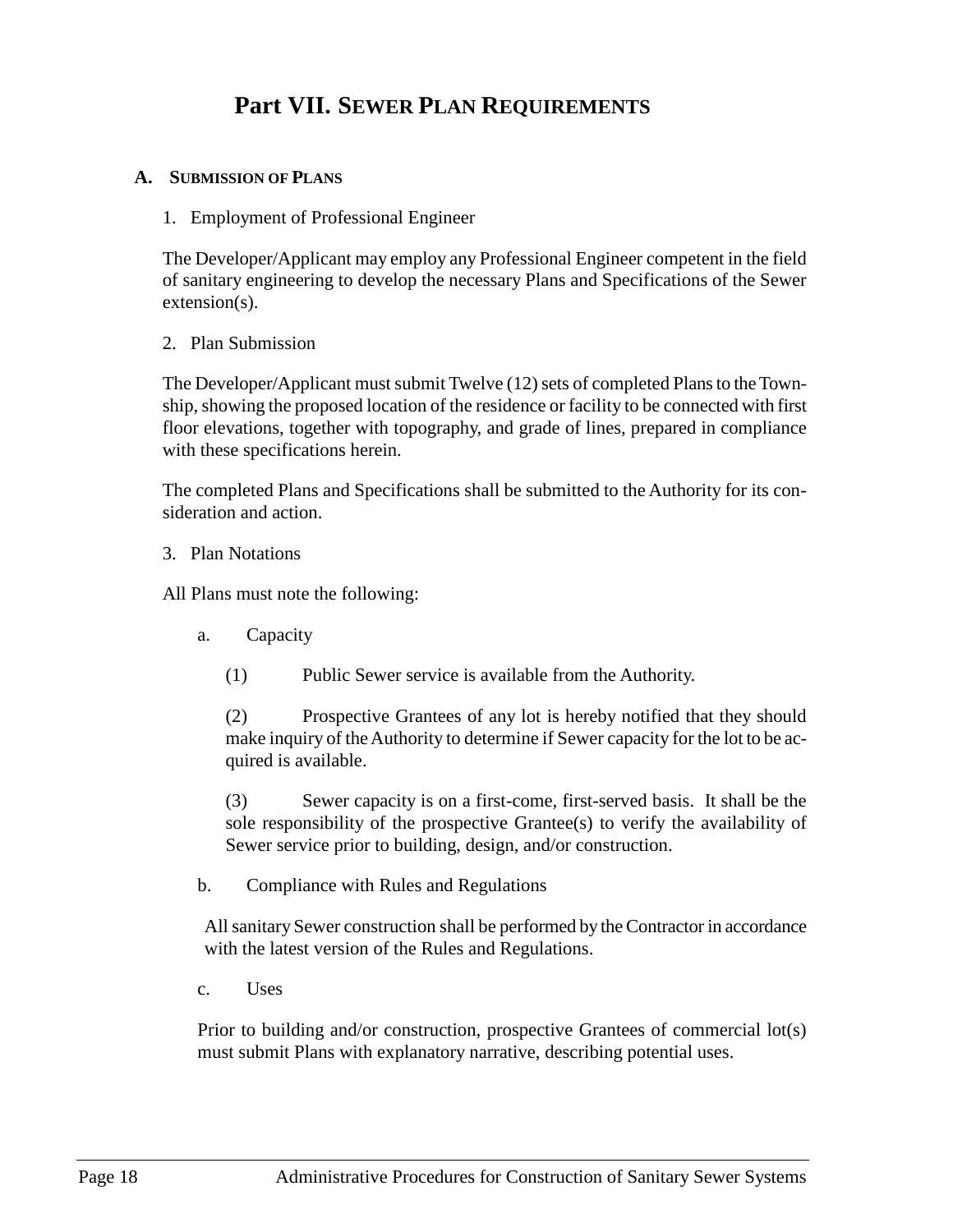# Part VII. Sewer Plan Requirements

## A. Submission of Plans

1. Employment of Professional Engineer

The Developer/Applicant may employ any Professional Engineer competent in the field of sanitary engineering to develop the necessary Plans and Specifications of the Sewer extension(s).

2. Plan Submission

The Developer/Applicant must submit Twelve (12) sets of completed Plans to the Township, showing the proposed location of the residence or facility to be connected with first floor elevations, together with topography, and grade of lines, prepared in compliance with these specifications herein.

The completed Plans and Specifications shall be submitted to the Authority for its consideration and action.

3. Plan Notations

All Plans must note the following:

a. Capacity

(1) Public Sewer service is available from the Authority.

(2) Prospective Grantees of any lot is hereby notified that they should make inquiry of the Authority to determine if Sewer capacity for the lot to be acquired is available.

(3) Sewer capacity is on a first-come, first-served basis. It shall be the sole responsibility of the prospective Grantee(s) to verify the availability of Sewer service prior to building, design, and/or construction.

b. Compliance with Rules and Regulations

All sanitary Sewer construction shall be performed by the Contractor in accordance with the latest version of the Rules and Regulations.

c. Uses

Prior to building and/or construction, prospective Grantees of commercial lot(s) must submit Plans with explanatory narrative, describing potential uses.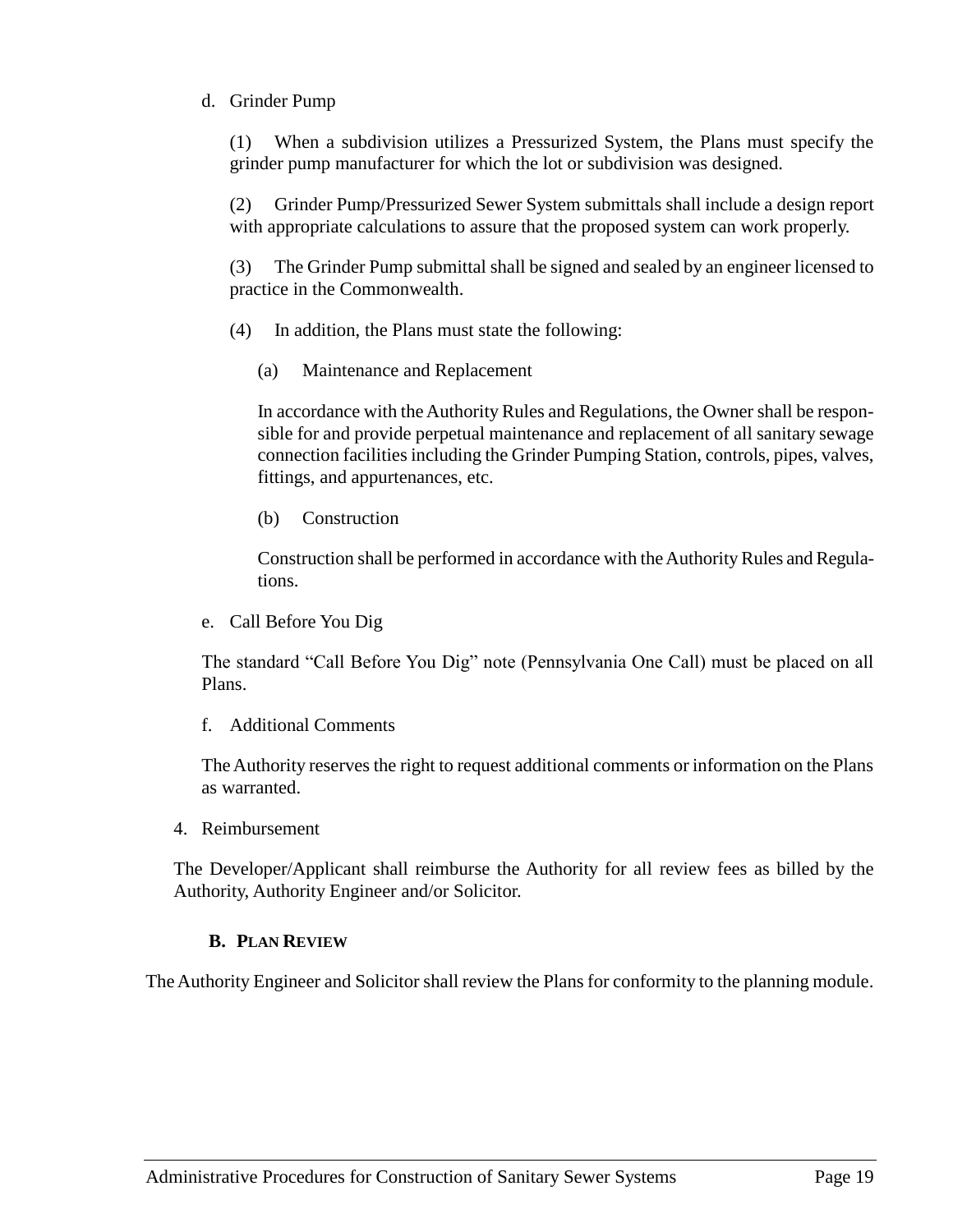d. Grinder Pump

(1) When a subdivision utilizes a Pressurized System, the Plans must specify the grinder pump manufacturer for which the lot or subdivision was designed.

(2) Grinder Pump/Pressurized Sewer System submittals shall include a design report with appropriate calculations to assure that the proposed system can work properly.

(3) The Grinder Pump submittal shall be signed and sealed by an engineer licensed to practice in the Commonwealth.

(4) In addition, the Plans must state the following:

(a) Maintenance and Replacement

In accordance with the Authority Rules and Regulations, the Owner shall be responsible for and provide perpetual maintenance and replacement of all sanitary sewage connection facilities including the Grinder Pumping Station, controls, pipes, valves, fittings, and appurtenances, etc.

(b) Construction

Construction shall be performed in accordance with the Authority Rules and Regulations.

e. Call Before You Dig

The standard "Call Before You Dig" note (Pennsylvania One Call) must be placed on all Plans.

f. Additional Comments

The Authority reserves the right to request additional comments or information on the Plans as warranted.

4. Reimbursement

The Developer/Applicant shall reimburse the Authority for all review fees as billed by the Authority, Authority Engineer and/or Solicitor.

## B. PLAN REVIEW

The Authority Engineer and Solicitor shall review the Plans for conformity to the planning module.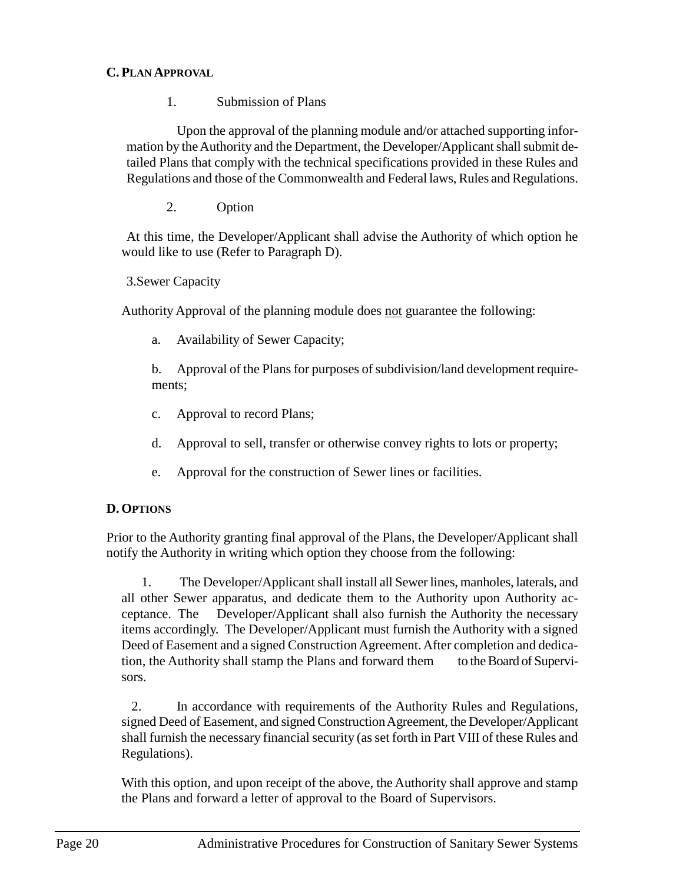## C. PLAN APPROVAL

1. Submission of Plans

Upon the approval of the planning module and/or attached supporting information by the Authority and the Department, the Developer/Applicant shall submit detailed Plans that comply with the technical specifications provided in these Rules and Regulations and those of the Commonwealth and Federal laws, Rules and Regulations.

2. Option

At this time, the Developer/Applicant shall advise the Authority of which option he would like to use (Refer to Paragraph D).

3. Sewer Capacity

Authority Approval of the planning module does <u>not</u> guarantee the following:

a. Availability of Sewer Capacity;

b. Approval of the Plans for purposes of subdivision/land development requirements;

c. Approval to record Plans;

d. Approval to sell, transfer or otherwise convey rights to lots or property;

e. Approval for the construction of Sewer lines or facilities.

## D. OPTIONS

Prior to the Authority granting final approval of the Plans, the Developer/Applicant shall notify the Authority in writing which option they choose from the following:

1. The Developer/Applicant shall install all Sewer lines, manholes, laterals, and all other Sewer apparatus, and dedicate them to the Authority upon Authority acceptance. The Developer/Applicant shall also furnish the Authority the necessary items accordingly. The Developer/Applicant must furnish the Authority with a signed Deed of Easement and a signed Construction Agreement. After completion and dedication, the Authority shall stamp the Plans and forward them to the Board of Supervisors.

2. In accordance with requirements of the Authority Rules and Regulations, signed Deed of Easement, and signed Construction Agreement, the Developer/Applicant shall furnish the necessary financial security (as set forth in Part VIII of these Rules and Regulations).

With this option, and upon receipt of the above, the Authority shall approve and stamp the Plans and forward a letter of approval to the Board of Supervisors.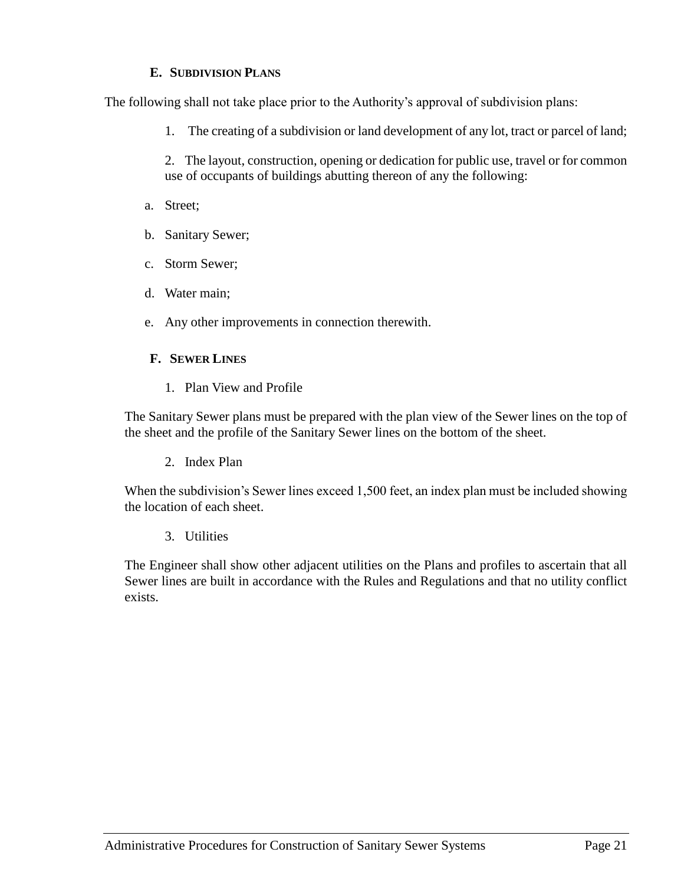### E. Subdivision Plans

The following shall not take place prior to the Authority's approval of subdivision plans:

1. The creating of a subdivision or land development of any lot, tract or parcel of land;

2. The layout, construction, opening or dedication for public use, travel or for common use of occupants of buildings abutting thereon of any the following:

a. Street;

b. Sanitary Sewer;

c. Storm Sewer;

d. Water main;

e. Any other improvements in connection therewith.

### F. Sewer Lines

1. Plan View and Profile

The Sanitary Sewer plans must be prepared with the plan view of the Sewer lines on the top of the sheet and the profile of the Sanitary Sewer lines on the bottom of the sheet.

2. Index Plan

When the subdivision's Sewer lines exceed 1,500 feet, an index plan must be included showing the location of each sheet.

3. Utilities

The Engineer shall show other adjacent utilities on the Plans and profiles to ascertain that all Sewer lines are built in accordance with the Rules and Regulations and that no utility conflict exists.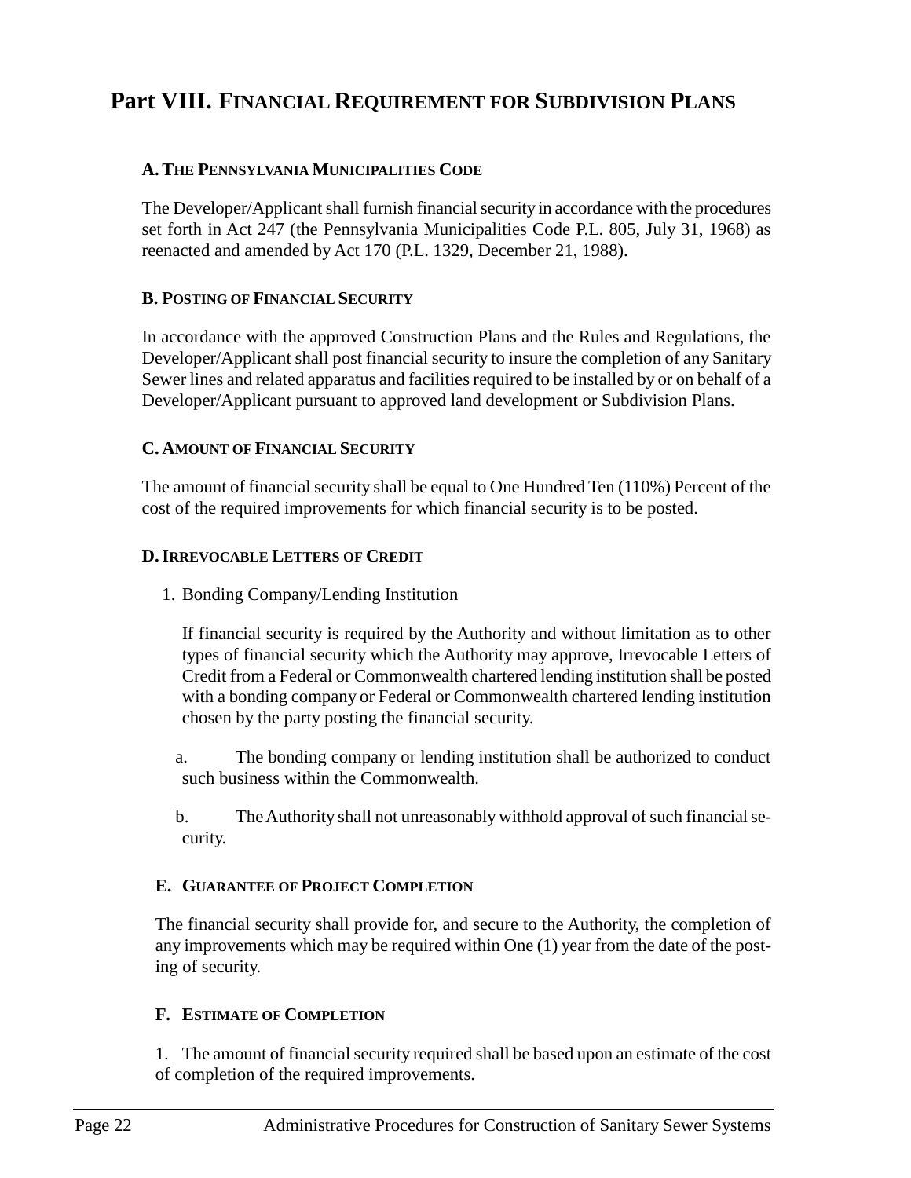# Part VIII. Financial Requirement for Subdivision Plans

### A. The Pennsylvania Municipalities Code

The Developer/Applicant shall furnish financial security in accordance with the procedures set forth in Act 247 (the Pennsylvania Municipalities Code P.L. 805, July 31, 1968) as reenacted and amended by Act 170 (P.L. 1329, December 21, 1988).

### B. Posting of Financial Security

In accordance with the approved Construction Plans and the Rules and Regulations, the Developer/Applicant shall post financial security to insure the completion of any Sanitary Sewer lines and related apparatus and facilities required to be installed by or on behalf of a Developer/Applicant pursuant to approved land development or Subdivision Plans.

### C. Amount of Financial Security

The amount of financial security shall be equal to One Hundred Ten (110%) Percent of the cost of the required improvements for which financial security is to be posted.

### D. Irrevocable Letters of Credit

1. Bonding Company/Lending Institution

   If financial security is required by the Authority and without limitation as to other types of financial security which the Authority may approve, Irrevocable Letters of Credit from a Federal or Commonwealth chartered lending institution shall be posted with a bonding company or Federal or Commonwealth chartered lending institution chosen by the party posting the financial security.

   a. The bonding company or lending institution shall be authorized to conduct such business within the Commonwealth.

   b. The Authority shall not unreasonably withhold approval of such financial security.

### E. Guarantee of Project Completion

The financial security shall provide for, and secure to the Authority, the completion of any improvements which may be required within One (1) year from the date of the posting of security.

### F. Estimate of Completion

1. The amount of financial security required shall be based upon an estimate of the cost of completion of the required improvements.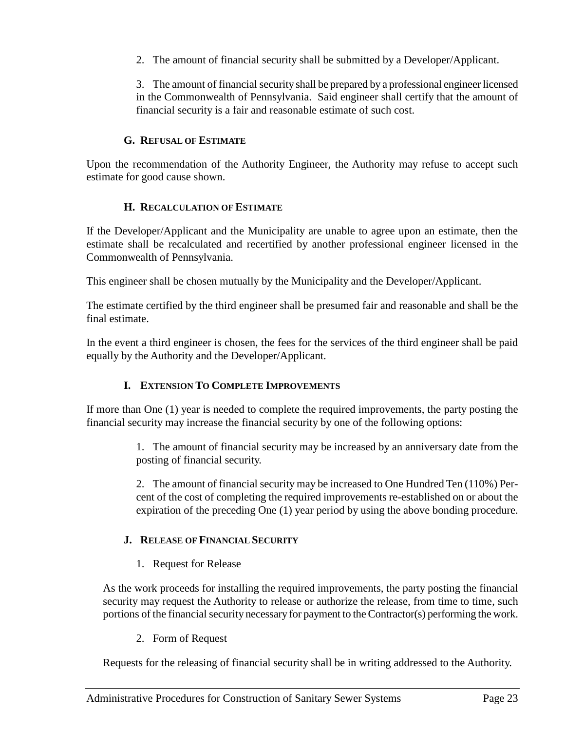2. The amount of financial security shall be submitted by a Developer/Applicant.

3. The amount of financial security shall be prepared by a professional engineer licensed in the Commonwealth of Pennsylvania. Said engineer shall certify that the amount of financial security is a fair and reasonable estimate of such cost.

### G. Refusal of Estimate

Upon the recommendation of the Authority Engineer, the Authority may refuse to accept such estimate for good cause shown.

### H. Recalculation of Estimate

If the Developer/Applicant and the Municipality are unable to agree upon an estimate, then the estimate shall be recalculated and recertified by another professional engineer licensed in the Commonwealth of Pennsylvania.

This engineer shall be chosen mutually by the Municipality and the Developer/Applicant.

The estimate certified by the third engineer shall be presumed fair and reasonable and shall be the final estimate.

In the event a third engineer is chosen, the fees for the services of the third engineer shall be paid equally by the Authority and the Developer/Applicant.

### I. Extension To Complete Improvements

If more than One (1) year is needed to complete the required improvements, the party posting the financial security may increase the financial security by one of the following options:

1. The amount of financial security may be increased by an anniversary date from the posting of financial security.

2. The amount of financial security may be increased to One Hundred Ten (110%) Percent of the cost of completing the required improvements re-established on or about the expiration of the preceding One (1) year period by using the above bonding procedure.

### J. Release of Financial Security

1. Request for Release

As the work proceeds for installing the required improvements, the party posting the financial security may request the Authority to release or authorize the release, from time to time, such portions of the financial security necessary for payment to the Contractor(s) performing the work.

2. Form of Request

Requests for the releasing of financial security shall be in writing addressed to the Authority.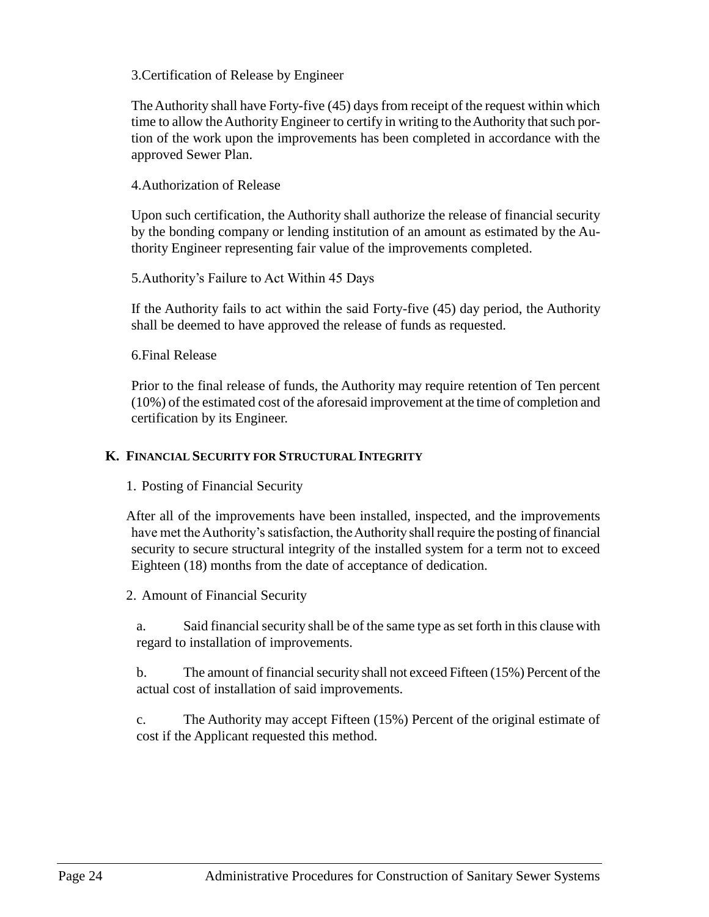3.Certification of Release by Engineer

The Authority shall have Forty-five (45) days from receipt of the request within which time to allow the Authority Engineer to certify in writing to the Authority that such portion of the work upon the improvements has been completed in accordance with the approved Sewer Plan.

4.Authorization of Release

Upon such certification, the Authority shall authorize the release of financial security by the bonding company or lending institution of an amount as estimated by the Authority Engineer representing fair value of the improvements completed.

5.Authority's Failure to Act Within 45 Days

If the Authority fails to act within the said Forty-five (45) day period, the Authority shall be deemed to have approved the release of funds as requested.

6.Final Release

Prior to the final release of funds, the Authority may require retention of Ten percent (10%) of the estimated cost of the aforesaid improvement at the time of completion and certification by its Engineer.

## K. Financial Security for Structural Integrity

1. Posting of Financial Security

After all of the improvements have been installed, inspected, and the improvements have met the Authority's satisfaction, the Authority shall require the posting of financial security to secure structural integrity of the installed system for a term not to exceed Eighteen (18) months from the date of acceptance of dedication.

2. Amount of Financial Security

a. Said financial security shall be of the same type as set forth in this clause with regard to installation of improvements.

b. The amount of financial security shall not exceed Fifteen (15%) Percent of the actual cost of installation of said improvements.

c. The Authority may accept Fifteen (15%) Percent of the original estimate of cost if the Applicant requested this method.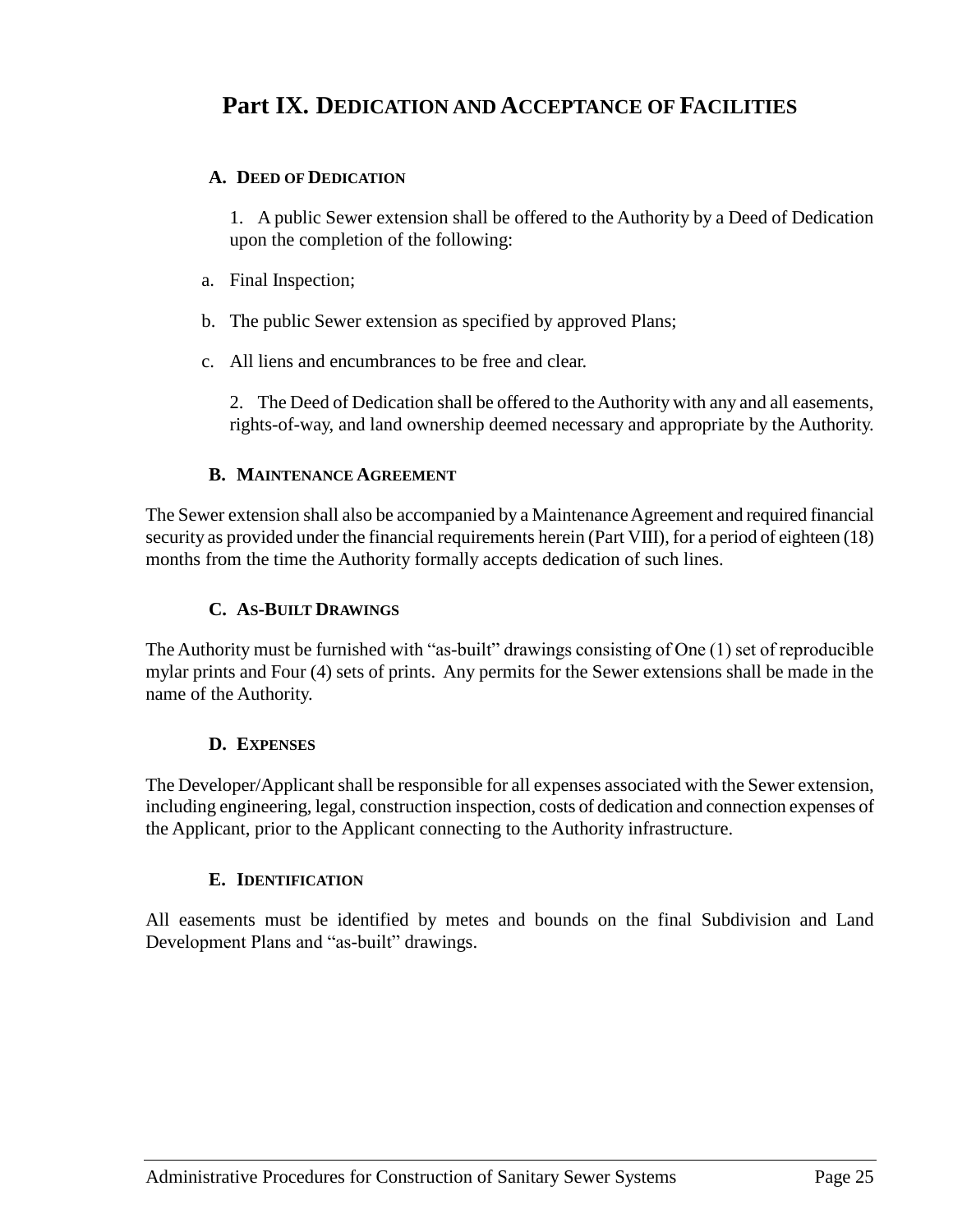# Part IX. DEDICATION AND ACCEPTANCE OF FACILITIES

## A. DEED OF DEDICATION

1. A public Sewer extension shall be offered to the Authority by a Deed of Dedication upon the completion of the following:

a. Final Inspection;

b. The public Sewer extension as specified by approved Plans;

c. All liens and encumbrances to be free and clear.

2. The Deed of Dedication shall be offered to the Authority with any and all easements, rights-of-way, and land ownership deemed necessary and appropriate by the Authority.

## B. MAINTENANCE AGREEMENT

The Sewer extension shall also be accompanied by a Maintenance Agreement and required financial security as provided under the financial requirements herein (Part VIII), for a period of eighteen (18) months from the time the Authority formally accepts dedication of such lines.

## C. AS-BUILT DRAWINGS

The Authority must be furnished with "as-built" drawings consisting of One (1) set of reproducible mylar prints and Four (4) sets of prints. Any permits for the Sewer extensions shall be made in the name of the Authority.

## D. EXPENSES

The Developer/Applicant shall be responsible for all expenses associated with the Sewer extension, including engineering, legal, construction inspection, costs of dedication and connection expenses of the Applicant, prior to the Applicant connecting to the Authority infrastructure.

## E. IDENTIFICATION

All easements must be identified by metes and bounds on the final Subdivision and Land Development Plans and "as-built" drawings.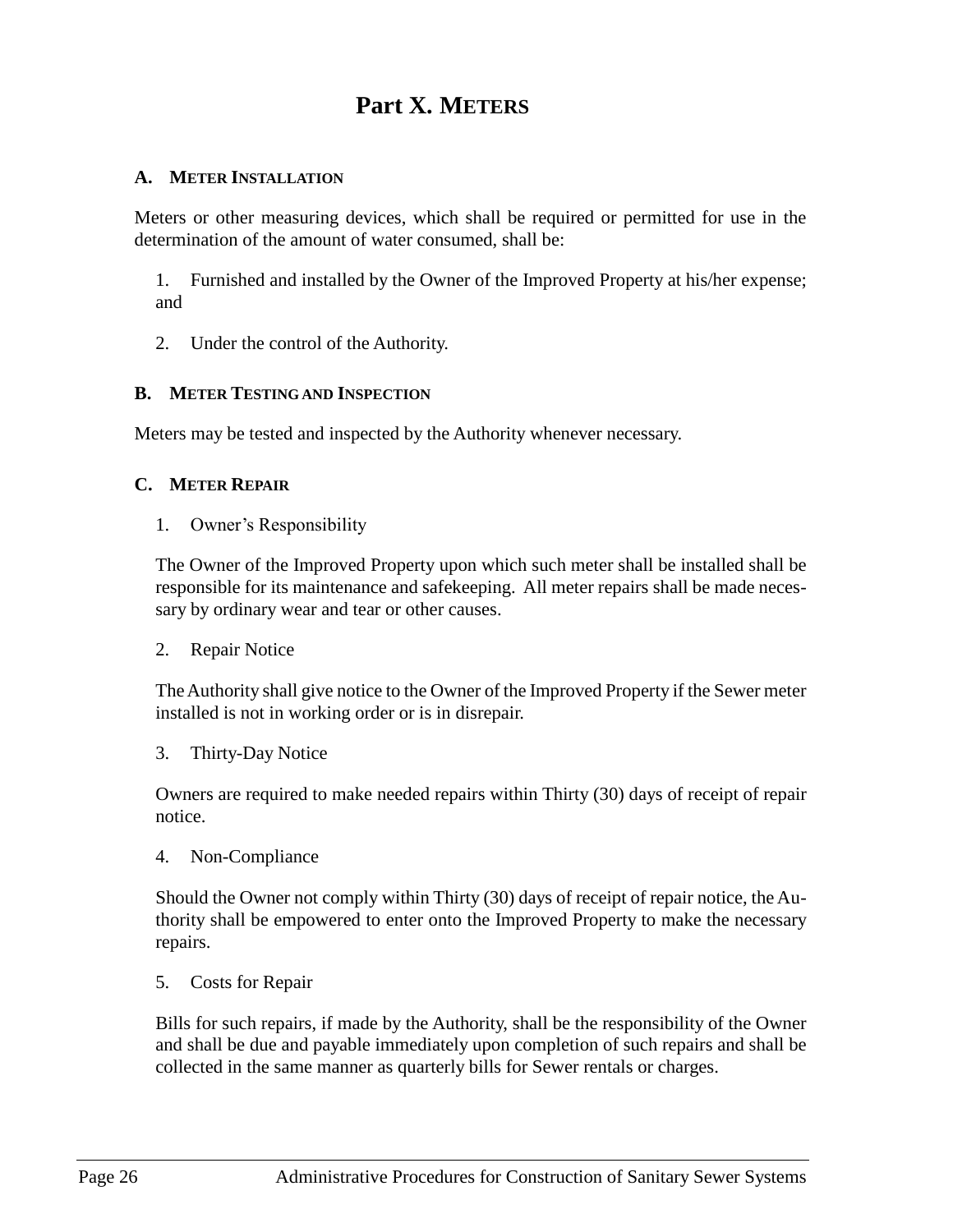# Part X. METERS

### A. METER INSTALLATION

Meters or other measuring devices, which shall be required or permitted for use in the determination of the amount of water consumed, shall be:

1. Furnished and installed by the Owner of the Improved Property at his/her expense; and

2. Under the control of the Authority.

### B. METER TESTING AND INSPECTION

Meters may be tested and inspected by the Authority whenever necessary.

### C. METER REPAIR

1. Owner's Responsibility

The Owner of the Improved Property upon which such meter shall be installed shall be responsible for its maintenance and safekeeping. All meter repairs shall be made necessary by ordinary wear and tear or other causes.

2. Repair Notice

The Authority shall give notice to the Owner of the Improved Property if the Sewer meter installed is not in working order or is in disrepair.

3. Thirty-Day Notice

Owners are required to make needed repairs within Thirty (30) days of receipt of repair notice.

4. Non-Compliance

Should the Owner not comply within Thirty (30) days of receipt of repair notice, the Authority shall be empowered to enter onto the Improved Property to make the necessary repairs.

5. Costs for Repair

Bills for such repairs, if made by the Authority, shall be the responsibility of the Owner and shall be due and payable immediately upon completion of such repairs and shall be collected in the same manner as quarterly bills for Sewer rentals or charges.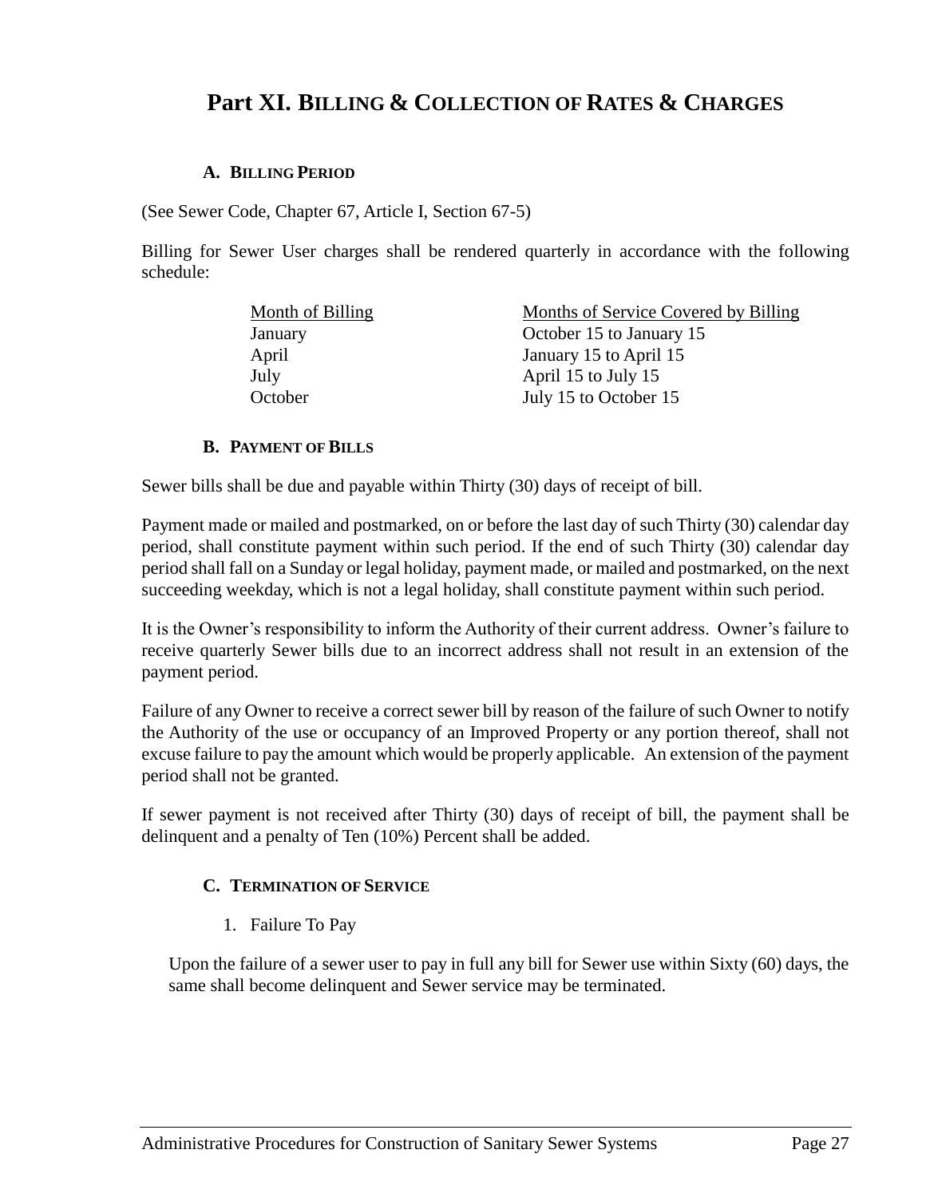# Part XI. BILLING & COLLECTION OF RATES & CHARGES

### A. BILLING PERIOD

(See Sewer Code, Chapter 67, Article I, Section 67-5)

Billing for Sewer User charges shall be rendered quarterly in accordance with the following schedule:

| Month of Billing | Months of Service Covered by Billing |
| --- | --- |
| January | October 15 to January 15 |
| April | January 15 to April 15 |
| July | April 15 to July 15 |
| October | July 15 to October 15 |

### B. PAYMENT OF BILLS

Sewer bills shall be due and payable within Thirty (30) days of receipt of bill.

Payment made or mailed and postmarked, on or before the last day of such Thirty (30) calendar day period, shall constitute payment within such period. If the end of such Thirty (30) calendar day period shall fall on a Sunday or legal holiday, payment made, or mailed and postmarked, on the next succeeding weekday, which is not a legal holiday, shall constitute payment within such period.

It is the Owner's responsibility to inform the Authority of their current address. Owner's failure to receive quarterly Sewer bills due to an incorrect address shall not result in an extension of the payment period.

Failure of any Owner to receive a correct sewer bill by reason of the failure of such Owner to notify the Authority of the use or occupancy of an Improved Property or any portion thereof, shall not excuse failure to pay the amount which would be properly applicable. An extension of the payment period shall not be granted.

If sewer payment is not received after Thirty (30) days of receipt of bill, the payment shall be delinquent and a penalty of Ten (10%) Percent shall be added.

### C. TERMINATION OF SERVICE

1. Failure To Pay

Upon the failure of a sewer user to pay in full any bill for Sewer use within Sixty (60) days, the same shall become delinquent and Sewer service may be terminated.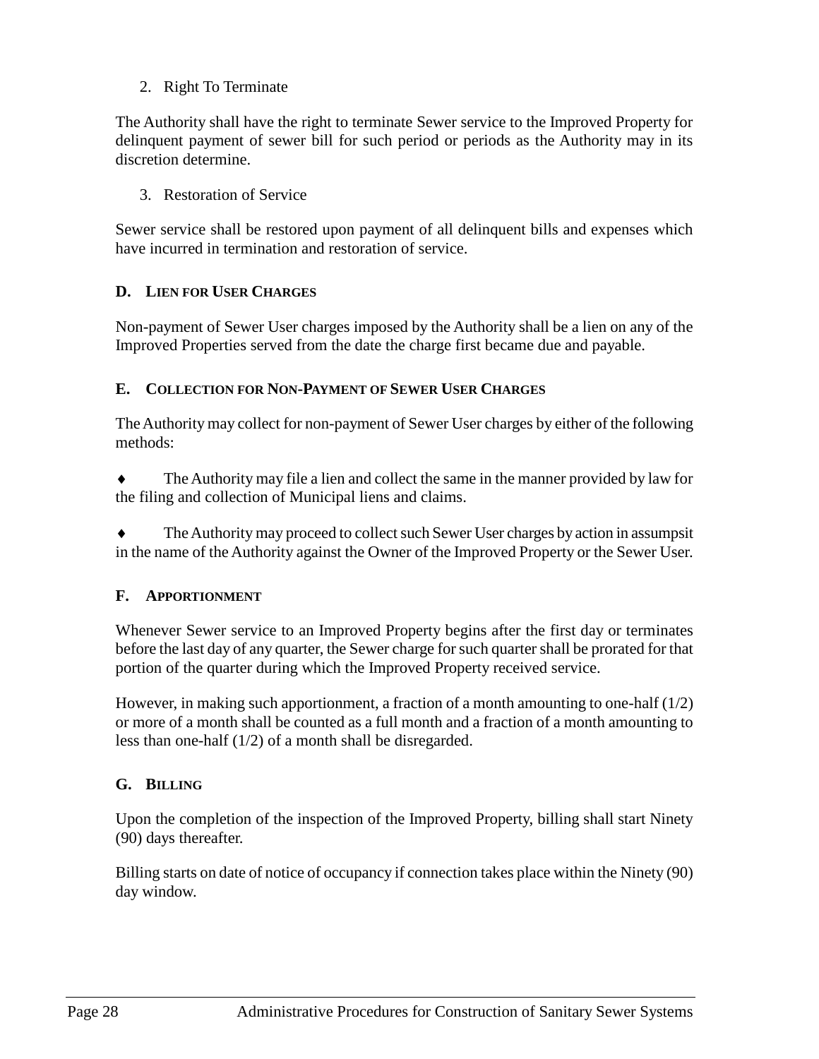2. Right To Terminate

The Authority shall have the right to terminate Sewer service to the Improved Property for delinquent payment of sewer bill for such period or periods as the Authority may in its discretion determine.

3. Restoration of Service

Sewer service shall be restored upon payment of all delinquent bills and expenses which have incurred in termination and restoration of service.

### D. Lien for User Charges

Non-payment of Sewer User charges imposed by the Authority shall be a lien on any of the Improved Properties served from the date the charge first became due and payable.

### E. Collection for Non-Payment of Sewer User Charges

The Authority may collect for non-payment of Sewer User charges by either of the following methods:

- The Authority may file a lien and collect the same in the manner provided by law for the filing and collection of Municipal liens and claims.
- The Authority may proceed to collect such Sewer User charges by action in assumpsit in the name of the Authority against the Owner of the Improved Property or the Sewer User.

### F. Apportionment

Whenever Sewer service to an Improved Property begins after the first day or terminates before the last day of any quarter, the Sewer charge for such quarter shall be prorated for that portion of the quarter during which the Improved Property received service.

However, in making such apportionment, a fraction of a month amounting to one-half (1/2) or more of a month shall be counted as a full month and a fraction of a month amounting to less than one-half (1/2) of a month shall be disregarded.

### G. Billing

Upon the completion of the inspection of the Improved Property, billing shall start Ninety (90) days thereafter.

Billing starts on date of notice of occupancy if connection takes place within the Ninety (90) day window.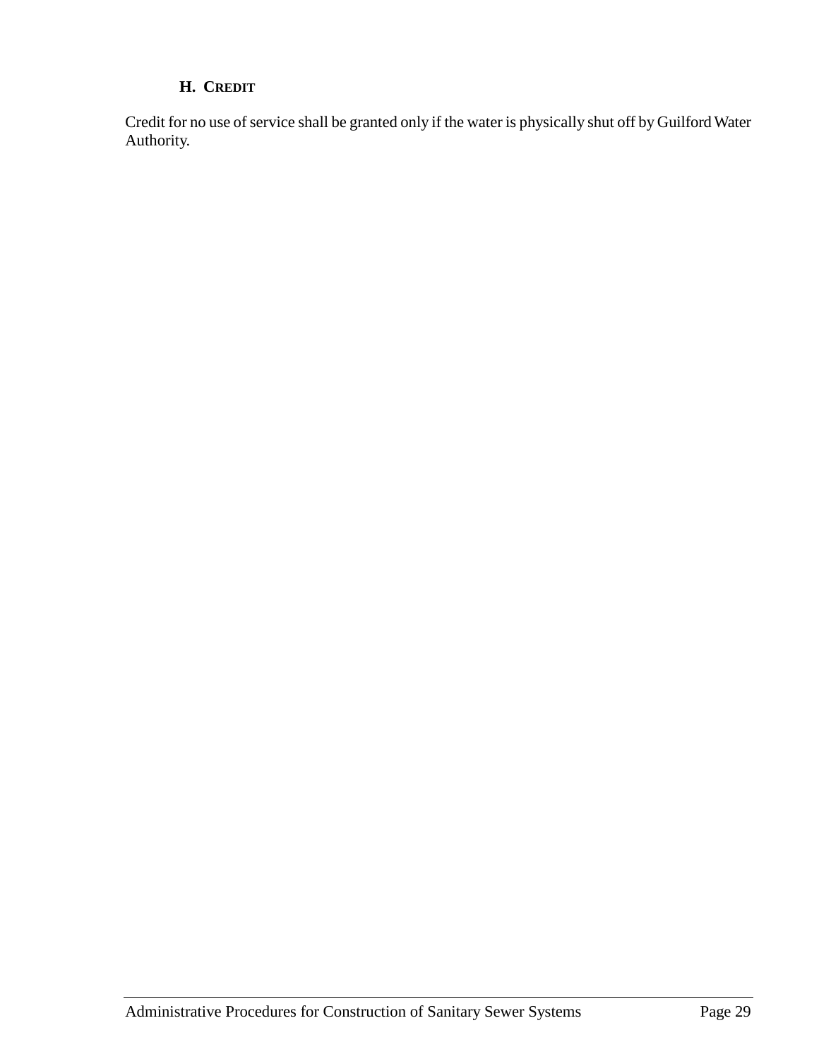### H. CREDIT

Credit for no use of service shall be granted only if the water is physically shut off by Guilford Water Authority.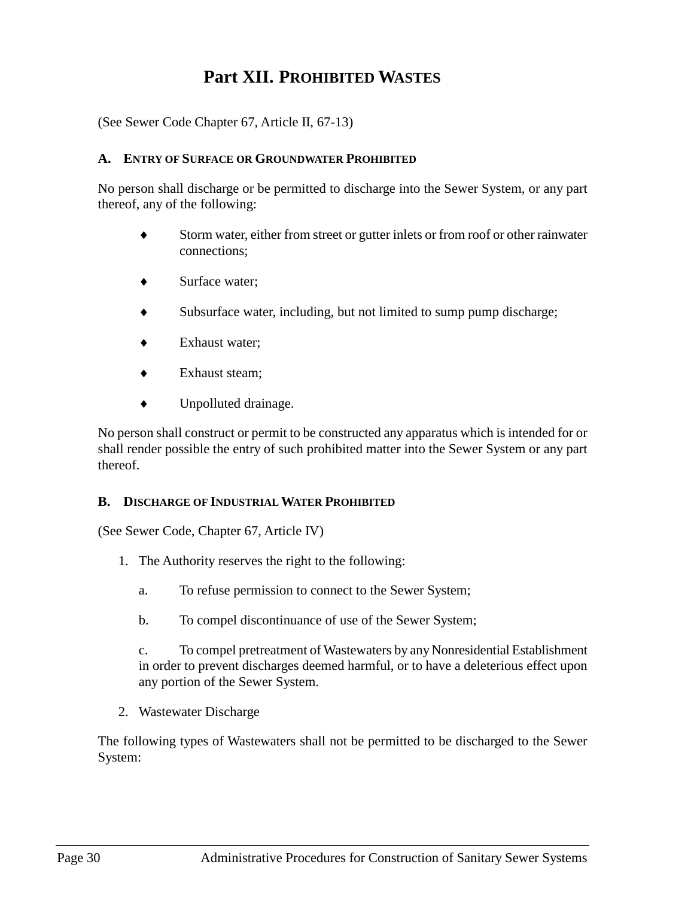# Part XII. PROHIBITED WASTES

(See Sewer Code Chapter 67, Article II, 67-13)

### A. ENTRY OF SURFACE OR GROUNDWATER PROHIBITED

No person shall discharge or be permitted to discharge into the Sewer System, or any part thereof, any of the following:

- Storm water, either from street or gutter inlets or from roof or other rainwater connections;
- Surface water;
- Subsurface water, including, but not limited to sump pump discharge;
- Exhaust water;
- Exhaust steam;
- Unpolluted drainage.

No person shall construct or permit to be constructed any apparatus which is intended for or shall render possible the entry of such prohibited matter into the Sewer System or any part thereof.

### B. DISCHARGE OF INDUSTRIAL WATER PROHIBITED

(See Sewer Code, Chapter 67, Article IV)

1. The Authority reserves the right to the following:

   a. To refuse permission to connect to the Sewer System;

   b. To compel discontinuance of use of the Sewer System;

   c. To compel pretreatment of Wastewaters by any Nonresidential Establishment in order to prevent discharges deemed harmful, or to have a deleterious effect upon any portion of the Sewer System.

2. Wastewater Discharge

The following types of Wastewaters shall not be permitted to be discharged to the Sewer System: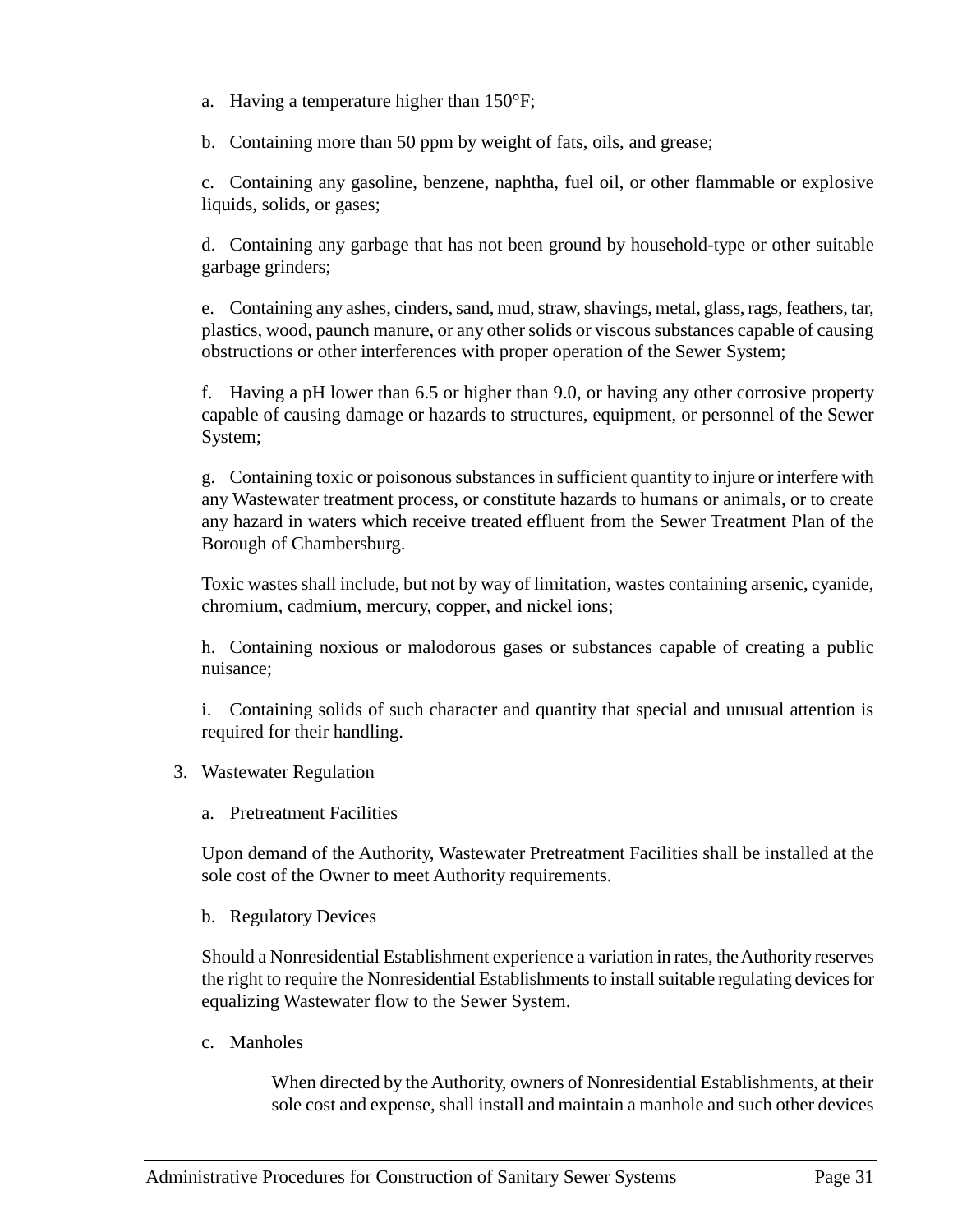a. Having a temperature higher than 150°F;

b. Containing more than 50 ppm by weight of fats, oils, and grease;

c. Containing any gasoline, benzene, naphtha, fuel oil, or other flammable or explosive liquids, solids, or gases;

d. Containing any garbage that has not been ground by household-type or other suitable garbage grinders;

e. Containing any ashes, cinders, sand, mud, straw, shavings, metal, glass, rags, feathers, tar, plastics, wood, paunch manure, or any other solids or viscous substances capable of causing obstructions or other interferences with proper operation of the Sewer System;

f. Having a pH lower than 6.5 or higher than 9.0, or having any other corrosive property capable of causing damage or hazards to structures, equipment, or personnel of the Sewer System;

g. Containing toxic or poisonous substances in sufficient quantity to injure or interfere with any Wastewater treatment process, or constitute hazards to humans or animals, or to create any hazard in waters which receive treated effluent from the Sewer Treatment Plan of the Borough of Chambersburg.

Toxic wastes shall include, but not by way of limitation, wastes containing arsenic, cyanide, chromium, cadmium, mercury, copper, and nickel ions;

h. Containing noxious or malodorous gases or substances capable of creating a public nuisance;

i. Containing solids of such character and quantity that special and unusual attention is required for their handling.

3. Wastewater Regulation

a. Pretreatment Facilities

Upon demand of the Authority, Wastewater Pretreatment Facilities shall be installed at the sole cost of the Owner to meet Authority requirements.

b. Regulatory Devices

Should a Nonresidential Establishment experience a variation in rates, the Authority reserves the right to require the Nonresidential Establishments to install suitable regulating devices for equalizing Wastewater flow to the Sewer System.

c. Manholes

When directed by the Authority, owners of Nonresidential Establishments, at their sole cost and expense, shall install and maintain a manhole and such other devices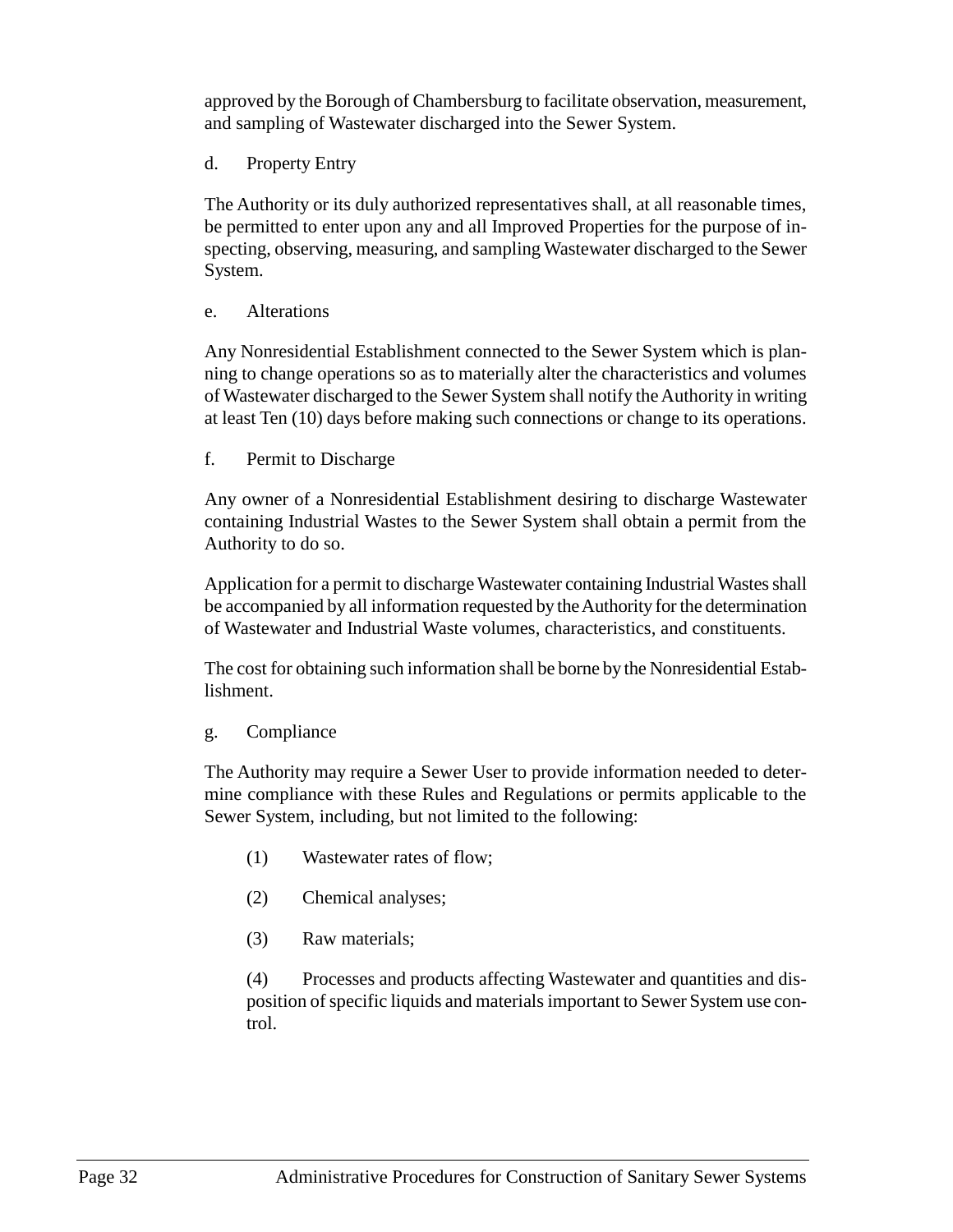approved by the Borough of Chambersburg to facilitate observation, measurement, and sampling of Wastewater discharged into the Sewer System.

d. Property Entry

The Authority or its duly authorized representatives shall, at all reasonable times, be permitted to enter upon any and all Improved Properties for the purpose of inspecting, observing, measuring, and sampling Wastewater discharged to the Sewer System.

e. Alterations

Any Nonresidential Establishment connected to the Sewer System which is planning to change operations so as to materially alter the characteristics and volumes of Wastewater discharged to the Sewer System shall notify the Authority in writing at least Ten (10) days before making such connections or change to its operations.

f. Permit to Discharge

Any owner of a Nonresidential Establishment desiring to discharge Wastewater containing Industrial Wastes to the Sewer System shall obtain a permit from the Authority to do so.

Application for a permit to discharge Wastewater containing Industrial Wastes shall be accompanied by all information requested by the Authority for the determination of Wastewater and Industrial Waste volumes, characteristics, and constituents.

The cost for obtaining such information shall be borne by the Nonresidential Establishment.

g. Compliance

The Authority may require a Sewer User to provide information needed to determine compliance with these Rules and Regulations or permits applicable to the Sewer System, including, but not limited to the following:

(1) Wastewater rates of flow;

(2) Chemical analyses;

(3) Raw materials;

(4) Processes and products affecting Wastewater and quantities and disposition of specific liquids and materials important to Sewer System use control.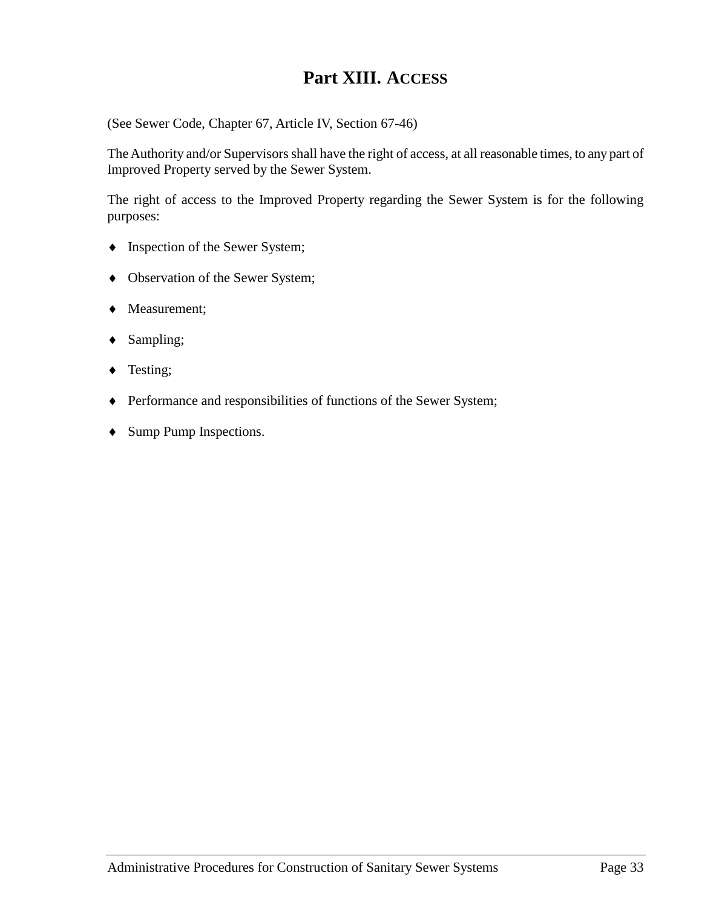# Part XIII. ACCESS

(See Sewer Code, Chapter 67, Article IV, Section 67-46)

The Authority and/or Supervisors shall have the right of access, at all reasonable times, to any part of Improved Property served by the Sewer System.

The right of access to the Improved Property regarding the Sewer System is for the following purposes:

- Inspection of the Sewer System;
- Observation of the Sewer System;
- Measurement;
- Sampling;
- Testing;
- Performance and responsibilities of functions of the Sewer System;
- Sump Pump Inspections.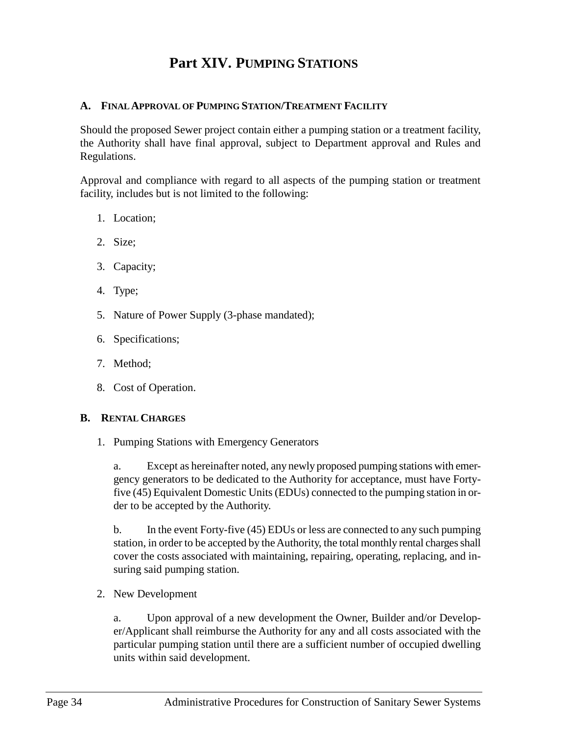# Part XIV. PUMPING STATIONS

## A. FINAL APPROVAL OF PUMPING STATION/TREATMENT FACILITY

Should the proposed Sewer project contain either a pumping station or a treatment facility, the Authority shall have final approval, subject to Department approval and Rules and Regulations.

Approval and compliance with regard to all aspects of the pumping station or treatment facility, includes but is not limited to the following:

1. Location;
2. Size;
3. Capacity;
4. Type;
5. Nature of Power Supply (3-phase mandated);
6. Specifications;
7. Method;
8. Cost of Operation.

## B. RENTAL CHARGES

1. Pumping Stations with Emergency Generators

   a. Except as hereinafter noted, any newly proposed pumping stations with emergency generators to be dedicated to the Authority for acceptance, must have Forty-five (45) Equivalent Domestic Units (EDUs) connected to the pumping station in order to be accepted by the Authority.

   b. In the event Forty-five (45) EDUs or less are connected to any such pumping station, in order to be accepted by the Authority, the total monthly rental charges shall cover the costs associated with maintaining, repairing, operating, replacing, and insuring said pumping station.

2. New Development

   a. Upon approval of a new development the Owner, Builder and/or Developer/Applicant shall reimburse the Authority for any and all costs associated with the particular pumping station until there are a sufficient number of occupied dwelling units within said development.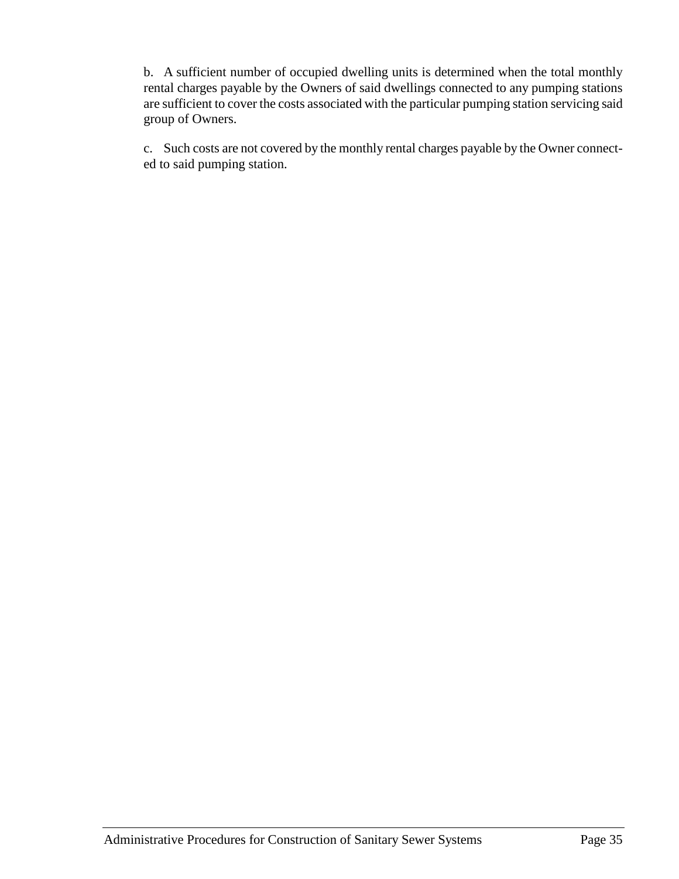b. A sufficient number of occupied dwelling units is determined when the total monthly rental charges payable by the Owners of said dwellings connected to any pumping stations are sufficient to cover the costs associated with the particular pumping station servicing said group of Owners.

c. Such costs are not covered by the monthly rental charges payable by the Owner connected to said pumping station.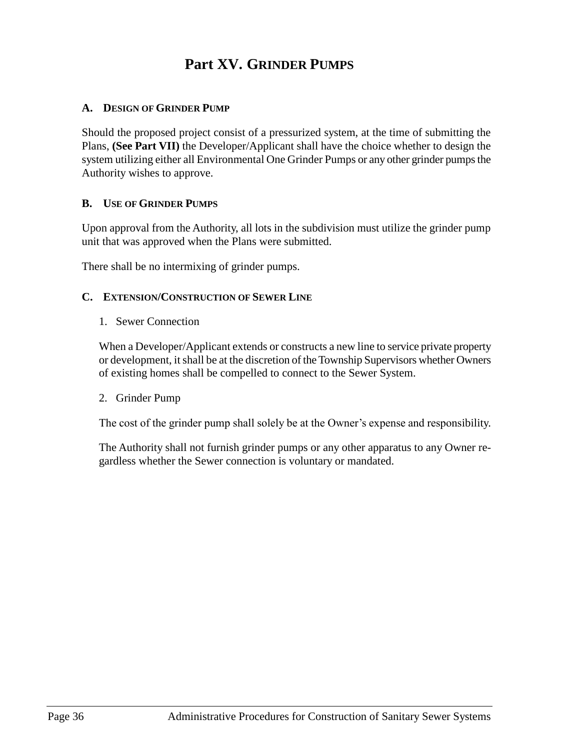# Part XV. GRINDER PUMPS

### A. DESIGN OF GRINDER PUMP

Should the proposed project consist of a pressurized system, at the time of submitting the Plans, **(See Part VII)** the Developer/Applicant shall have the choice whether to design the system utilizing either all Environmental One Grinder Pumps or any other grinder pumps the Authority wishes to approve.

### B. USE OF GRINDER PUMPS

Upon approval from the Authority, all lots in the subdivision must utilize the grinder pump unit that was approved when the Plans were submitted.

There shall be no intermixing of grinder pumps.

### C. EXTENSION/CONSTRUCTION OF SEWER LINE

1. Sewer Connection

When a Developer/Applicant extends or constructs a new line to service private property or development, it shall be at the discretion of the Township Supervisors whether Owners of existing homes shall be compelled to connect to the Sewer System.

2. Grinder Pump

The cost of the grinder pump shall solely be at the Owner's expense and responsibility.

The Authority shall not furnish grinder pumps or any other apparatus to any Owner regardless whether the Sewer connection is voluntary or mandated.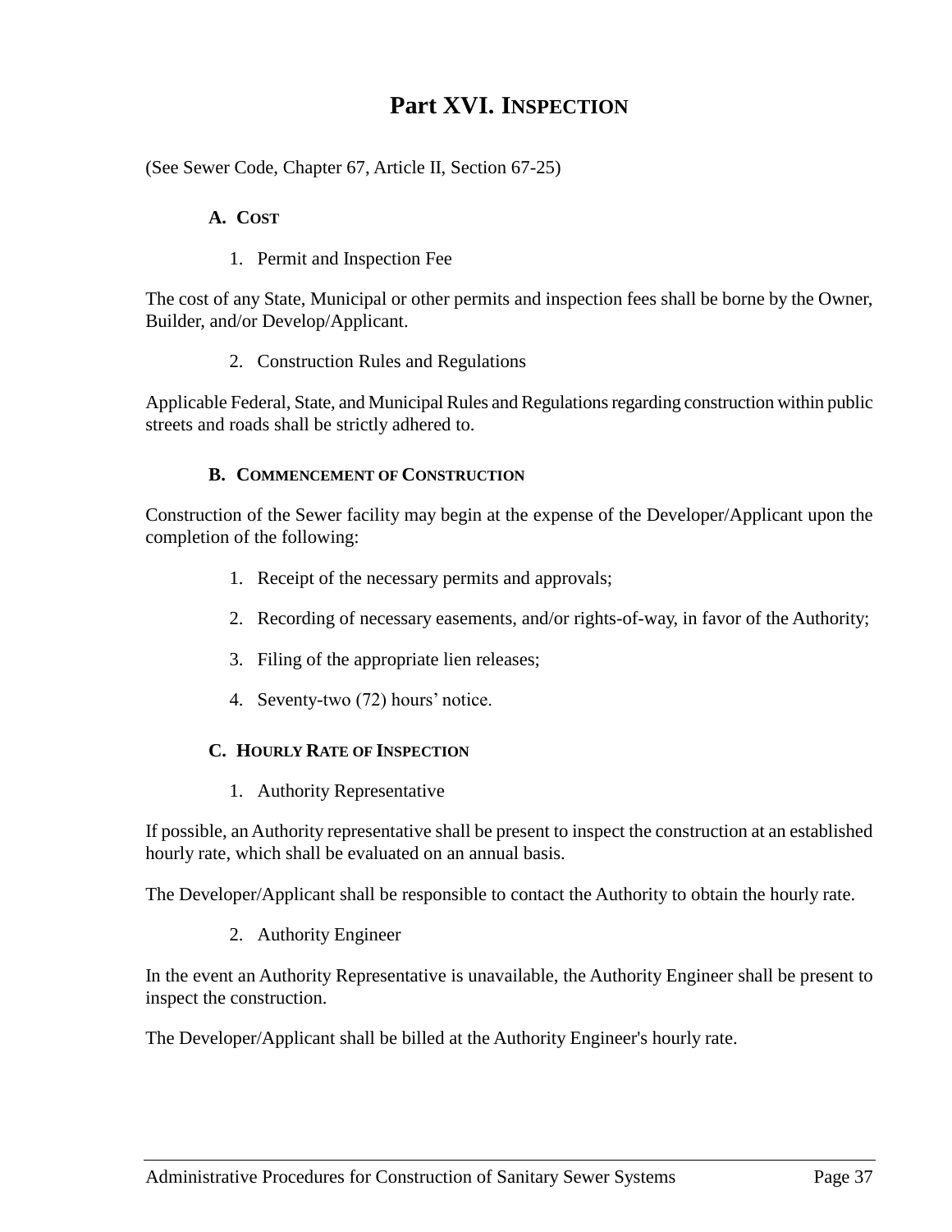# Part XVI. Inspection

(See Sewer Code, Chapter 67, Article II, Section 67-25)

## A. Cost

1. Permit and Inspection Fee

The cost of any State, Municipal or other permits and inspection fees shall be borne by the Owner, Builder, and/or Develop/Applicant.

2. Construction Rules and Regulations

Applicable Federal, State, and Municipal Rules and Regulations regarding construction within public streets and roads shall be strictly adhered to.

## B. Commencement of Construction

Construction of the Sewer facility may begin at the expense of the Developer/Applicant upon the completion of the following:

1. Receipt of the necessary permits and approvals;
2. Recording of necessary easements, and/or rights-of-way, in favor of the Authority;
3. Filing of the appropriate lien releases;
4. Seventy-two (72) hours' notice.

## C. Hourly Rate of Inspection

1. Authority Representative

If possible, an Authority representative shall be present to inspect the construction at an established hourly rate, which shall be evaluated on an annual basis.

The Developer/Applicant shall be responsible to contact the Authority to obtain the hourly rate.

2. Authority Engineer

In the event an Authority Representative is unavailable, the Authority Engineer shall be present to inspect the construction.

The Developer/Applicant shall be billed at the Authority Engineer's hourly rate.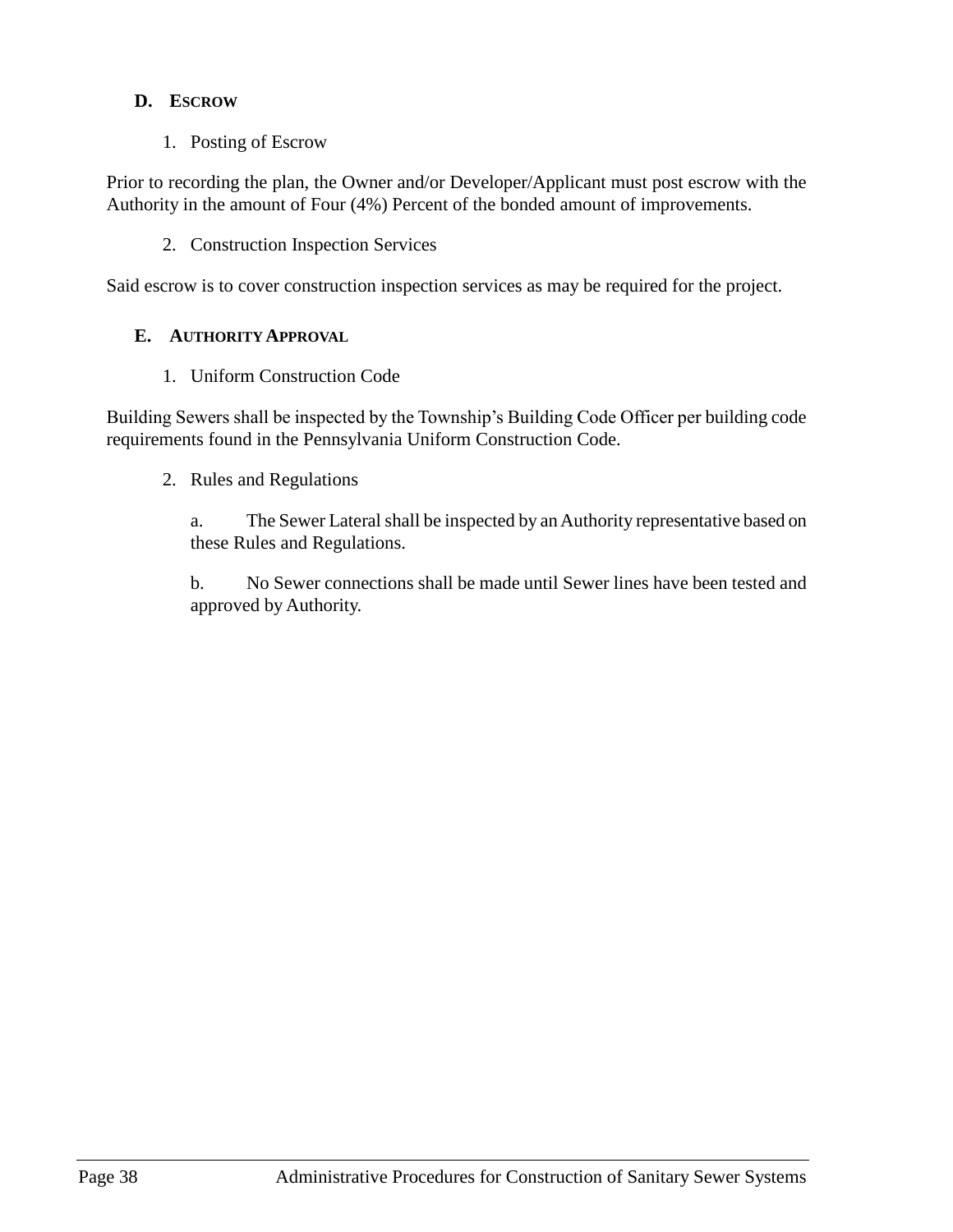### D. ESCROW

1. Posting of Escrow

Prior to recording the plan, the Owner and/or Developer/Applicant must post escrow with the Authority in the amount of Four (4%) Percent of the bonded amount of improvements.

2. Construction Inspection Services

Said escrow is to cover construction inspection services as may be required for the project.

### E. AUTHORITY APPROVAL

1. Uniform Construction Code

Building Sewers shall be inspected by the Township's Building Code Officer per building code requirements found in the Pennsylvania Uniform Construction Code.

2. Rules and Regulations

   a. The Sewer Lateral shall be inspected by an Authority representative based on these Rules and Regulations.

   b. No Sewer connections shall be made until Sewer lines have been tested and approved by Authority.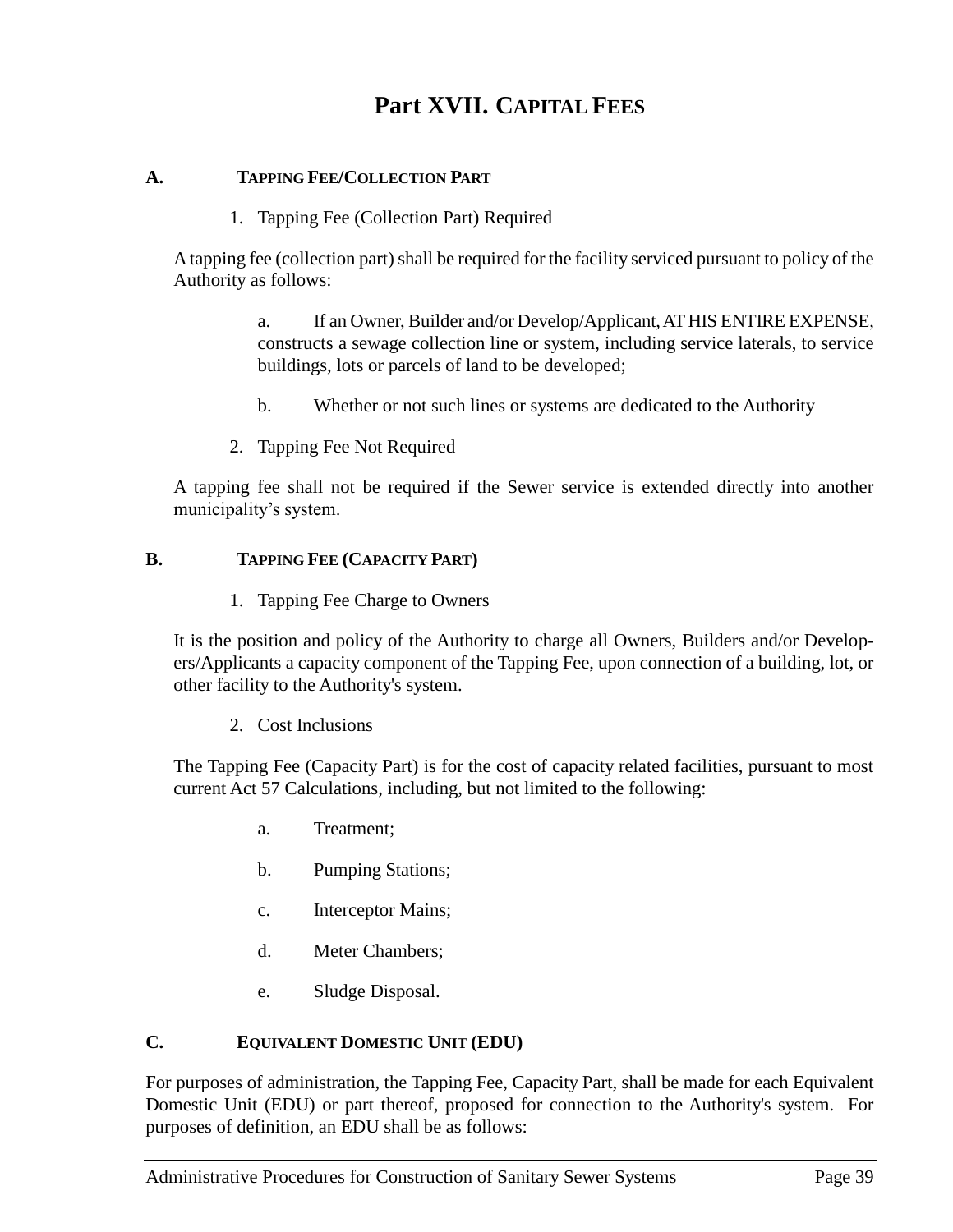# Part XVII. CAPITAL FEES

## A. TAPPING FEE/COLLECTION PART

1. Tapping Fee (Collection Part) Required

A tapping fee (collection part) shall be required for the facility serviced pursuant to policy of the Authority as follows:

a. If an Owner, Builder and/or Develop/Applicant, AT HIS ENTIRE EXPENSE, constructs a sewage collection line or system, including service laterals, to service buildings, lots or parcels of land to be developed;

b. Whether or not such lines or systems are dedicated to the Authority

2. Tapping Fee Not Required

A tapping fee shall not be required if the Sewer service is extended directly into another municipality's system.

## B. TAPPING FEE (CAPACITY PART)

1. Tapping Fee Charge to Owners

It is the position and policy of the Authority to charge all Owners, Builders and/or Developers/Applicants a capacity component of the Tapping Fee, upon connection of a building, lot, or other facility to the Authority's system.

2. Cost Inclusions

The Tapping Fee (Capacity Part) is for the cost of capacity related facilities, pursuant to most current Act 57 Calculations, including, but not limited to the following:

a. Treatment;

b. Pumping Stations;

c. Interceptor Mains;

d. Meter Chambers;

e. Sludge Disposal.

## C. EQUIVALENT DOMESTIC UNIT (EDU)

For purposes of administration, the Tapping Fee, Capacity Part, shall be made for each Equivalent Domestic Unit (EDU) or part thereof, proposed for connection to the Authority's system. For purposes of definition, an EDU shall be as follows: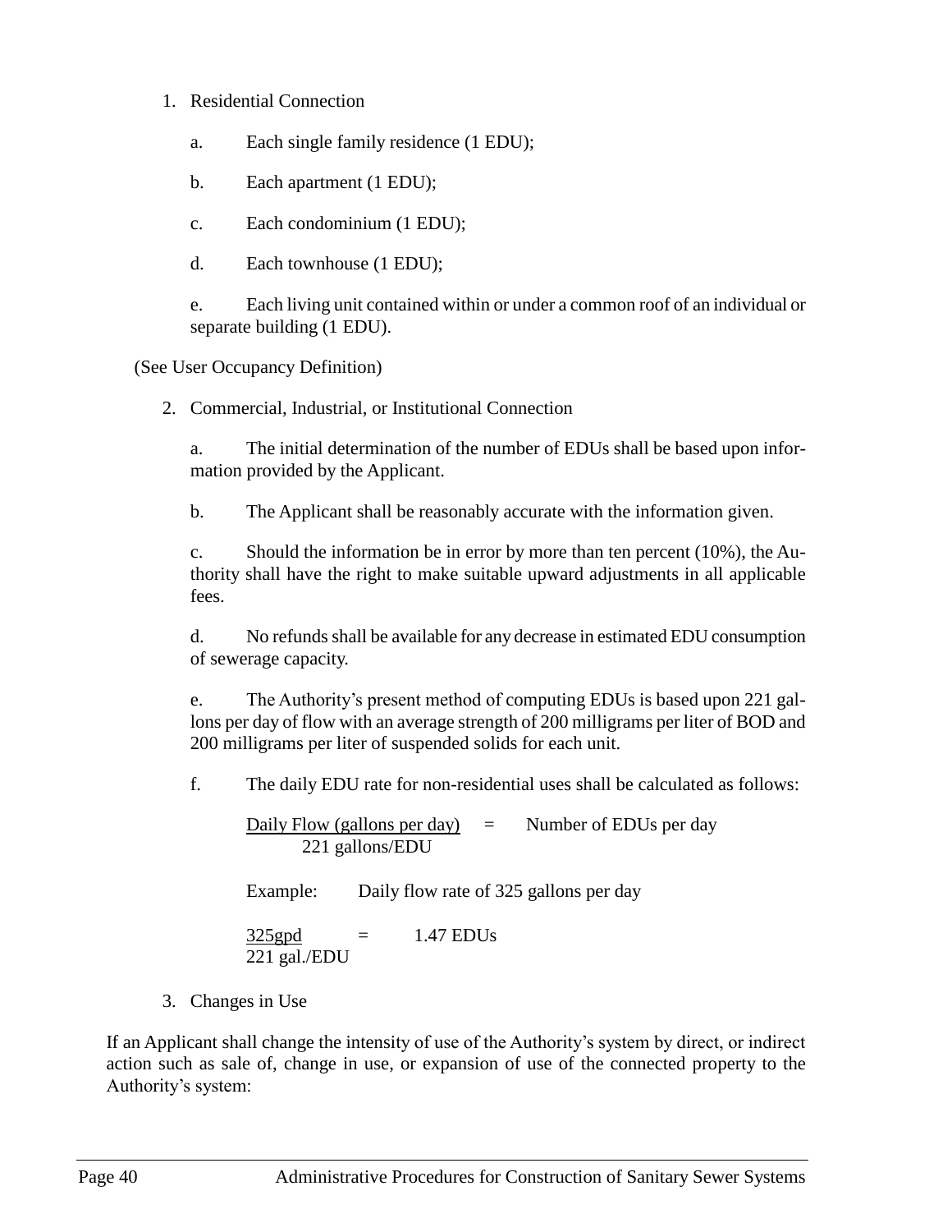1. Residential Connection

    a. Each single family residence (1 EDU);

    b. Each apartment (1 EDU);

    c. Each condominium (1 EDU);

    d. Each townhouse (1 EDU);

    e. Each living unit contained within or under a common roof of an individual or separate building (1 EDU).

(See User Occupancy Definition)

2. Commercial, Industrial, or Institutional Connection

    a. The initial determination of the number of EDUs shall be based upon information provided by the Applicant.

    b. The Applicant shall be reasonably accurate with the information given.

    c. Should the information be in error by more than ten percent (10%), the Authority shall have the right to make suitable upward adjustments in all applicable fees.

    d. No refunds shall be available for any decrease in estimated EDU consumption of sewerage capacity.

    e. The Authority's present method of computing EDUs is based upon 221 gallons per day of flow with an average strength of 200 milligrams per liter of BOD and 200 milligrams per liter of suspended solids for each unit.

    f. The daily EDU rate for non-residential uses shall be calculated as follows:

    $$\frac{\text{Daily Flow (gallons per day)}}{\text{221 gallons/EDU}} = \text{Number of EDUs per day}$$

    Example: Daily flow rate of 325 gallons per day

    $$\frac{\text{325gpd}}{\text{221 gal./EDU}} = \text{1.47 EDUs}$$

3. Changes in Use

If an Applicant shall change the intensity of use of the Authority's system by direct, or indirect action such as sale of, change in use, or expansion of use of the connected property to the Authority's system: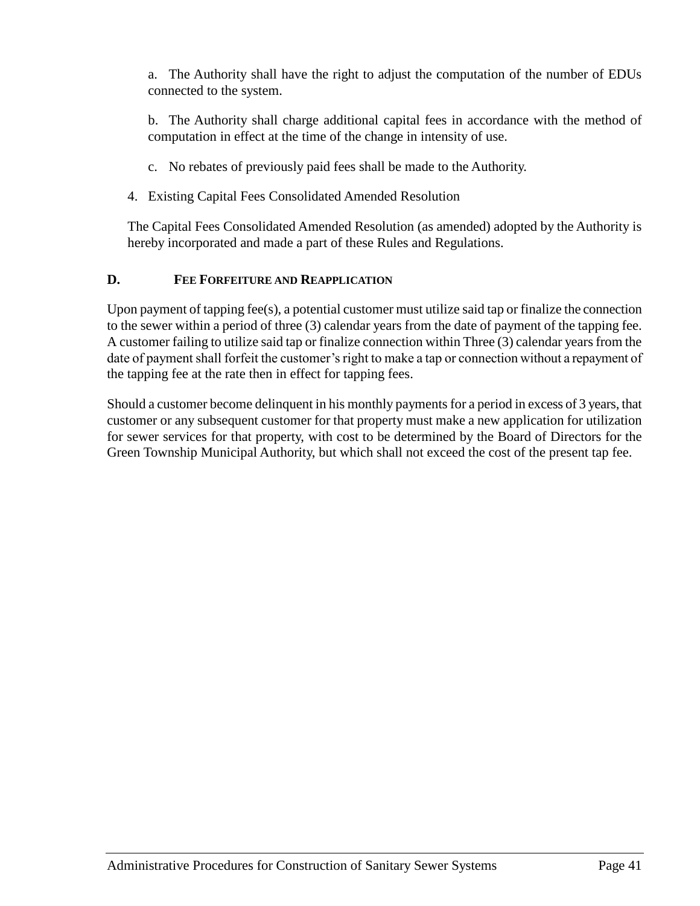a. The Authority shall have the right to adjust the computation of the number of EDUs connected to the system.

b. The Authority shall charge additional capital fees in accordance with the method of computation in effect at the time of the change in intensity of use.

c. No rebates of previously paid fees shall be made to the Authority.

4. Existing Capital Fees Consolidated Amended Resolution

The Capital Fees Consolidated Amended Resolution (as amended) adopted by the Authority is hereby incorporated and made a part of these Rules and Regulations.

### D. FEE FORFEITURE AND REAPPLICATION

Upon payment of tapping fee(s), a potential customer must utilize said tap or finalize the connection to the sewer within a period of three (3) calendar years from the date of payment of the tapping fee. A customer failing to utilize said tap or finalize connection within Three (3) calendar years from the date of payment shall forfeit the customer's right to make a tap or connection without a repayment of the tapping fee at the rate then in effect for tapping fees.

Should a customer become delinquent in his monthly payments for a period in excess of 3 years, that customer or any subsequent customer for that property must make a new application for utilization for sewer services for that property, with cost to be determined by the Board of Directors for the Green Township Municipal Authority, but which shall not exceed the cost of the present tap fee.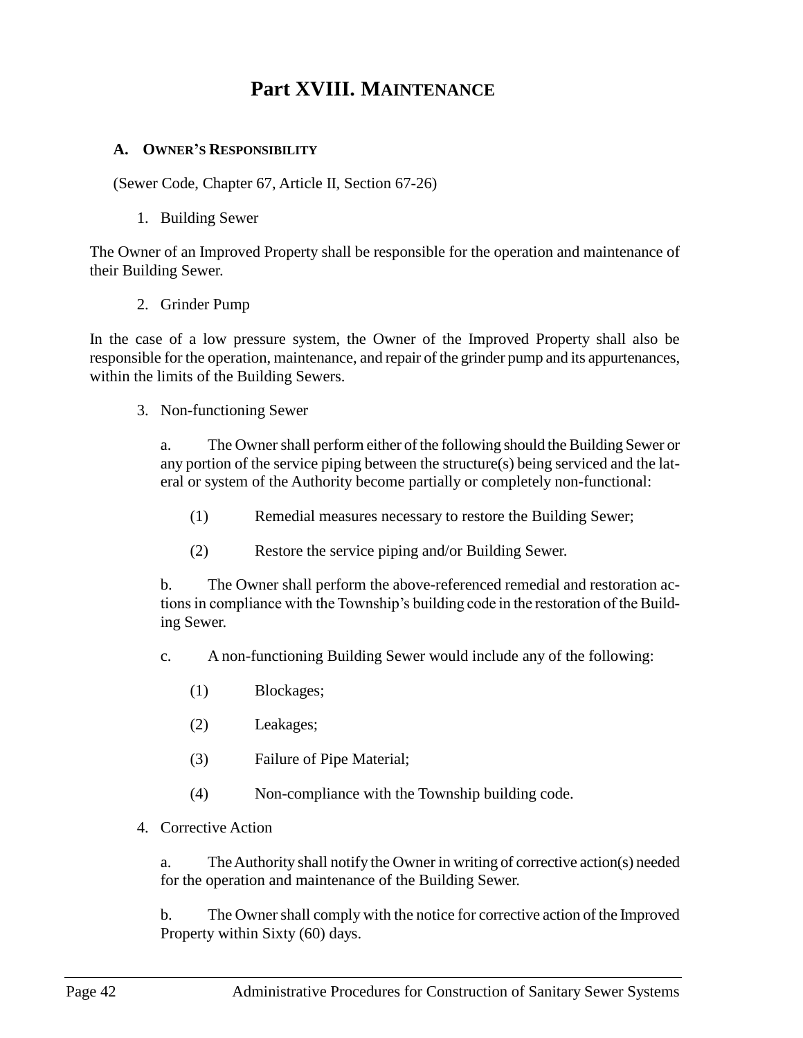# Part XVIII. MAINTENANCE

### A. OWNER'S RESPONSIBILITY

(Sewer Code, Chapter 67, Article II, Section 67-26)

1. Building Sewer

The Owner of an Improved Property shall be responsible for the operation and maintenance of their Building Sewer.

2. Grinder Pump

In the case of a low pressure system, the Owner of the Improved Property shall also be responsible for the operation, maintenance, and repair of the grinder pump and its appurtenances, within the limits of the Building Sewers.

3. Non-functioning Sewer

   a. The Owner shall perform either of the following should the Building Sewer or any portion of the service piping between the structure(s) being serviced and the lateral or system of the Authority become partially or completely non-functional:

      (1) Remedial measures necessary to restore the Building Sewer;

      (2) Restore the service piping and/or Building Sewer.

   b. The Owner shall perform the above-referenced remedial and restoration actions in compliance with the Township's building code in the restoration of the Building Sewer.

   c. A non-functioning Building Sewer would include any of the following:

      (1) Blockages;

      (2) Leakages;

      (3) Failure of Pipe Material;

      (4) Non-compliance with the Township building code.

4. Corrective Action

   a. The Authority shall notify the Owner in writing of corrective action(s) needed for the operation and maintenance of the Building Sewer.

   b. The Owner shall comply with the notice for corrective action of the Improved Property within Sixty (60) days.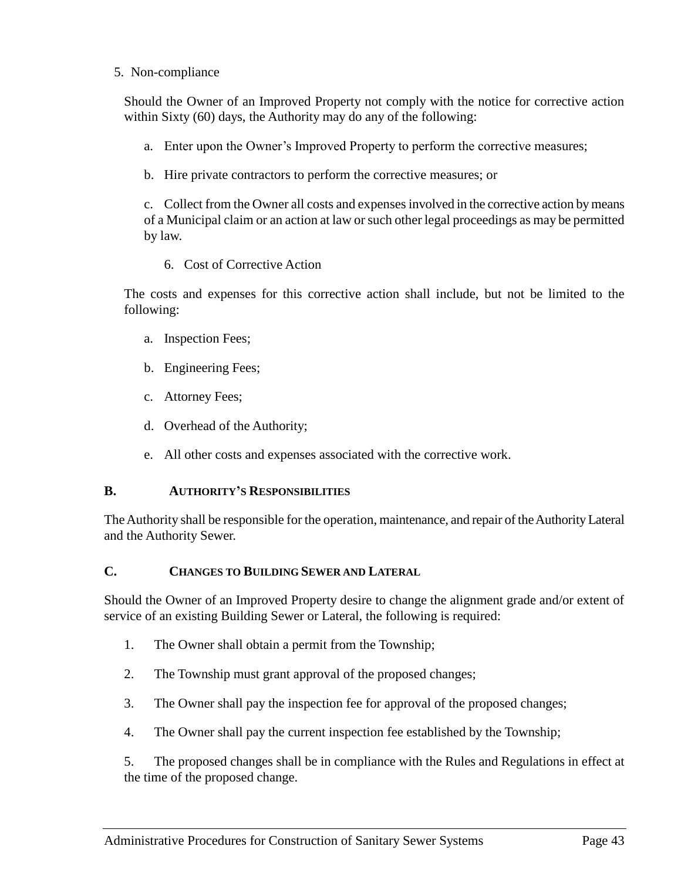5. Non-compliance

Should the Owner of an Improved Property not comply with the notice for corrective action within Sixty (60) days, the Authority may do any of the following:

a. Enter upon the Owner's Improved Property to perform the corrective measures;

b. Hire private contractors to perform the corrective measures; or

c. Collect from the Owner all costs and expenses involved in the corrective action by means of a Municipal claim or an action at law or such other legal proceedings as may be permitted by law.

6. Cost of Corrective Action

The costs and expenses for this corrective action shall include, but not be limited to the following:

a. Inspection Fees;

b. Engineering Fees;

c. Attorney Fees;

d. Overhead of the Authority;

e. All other costs and expenses associated with the corrective work.

### B. AUTHORITY'S RESPONSIBILITIES

The Authority shall be responsible for the operation, maintenance, and repair of the Authority Lateral and the Authority Sewer.

### C. CHANGES TO BUILDING SEWER AND LATERAL

Should the Owner of an Improved Property desire to change the alignment grade and/or extent of service of an existing Building Sewer or Lateral, the following is required:

1. The Owner shall obtain a permit from the Township;

2. The Township must grant approval of the proposed changes;

3. The Owner shall pay the inspection fee for approval of the proposed changes;

4. The Owner shall pay the current inspection fee established by the Township;

5. The proposed changes shall be in compliance with the Rules and Regulations in effect at the time of the proposed change.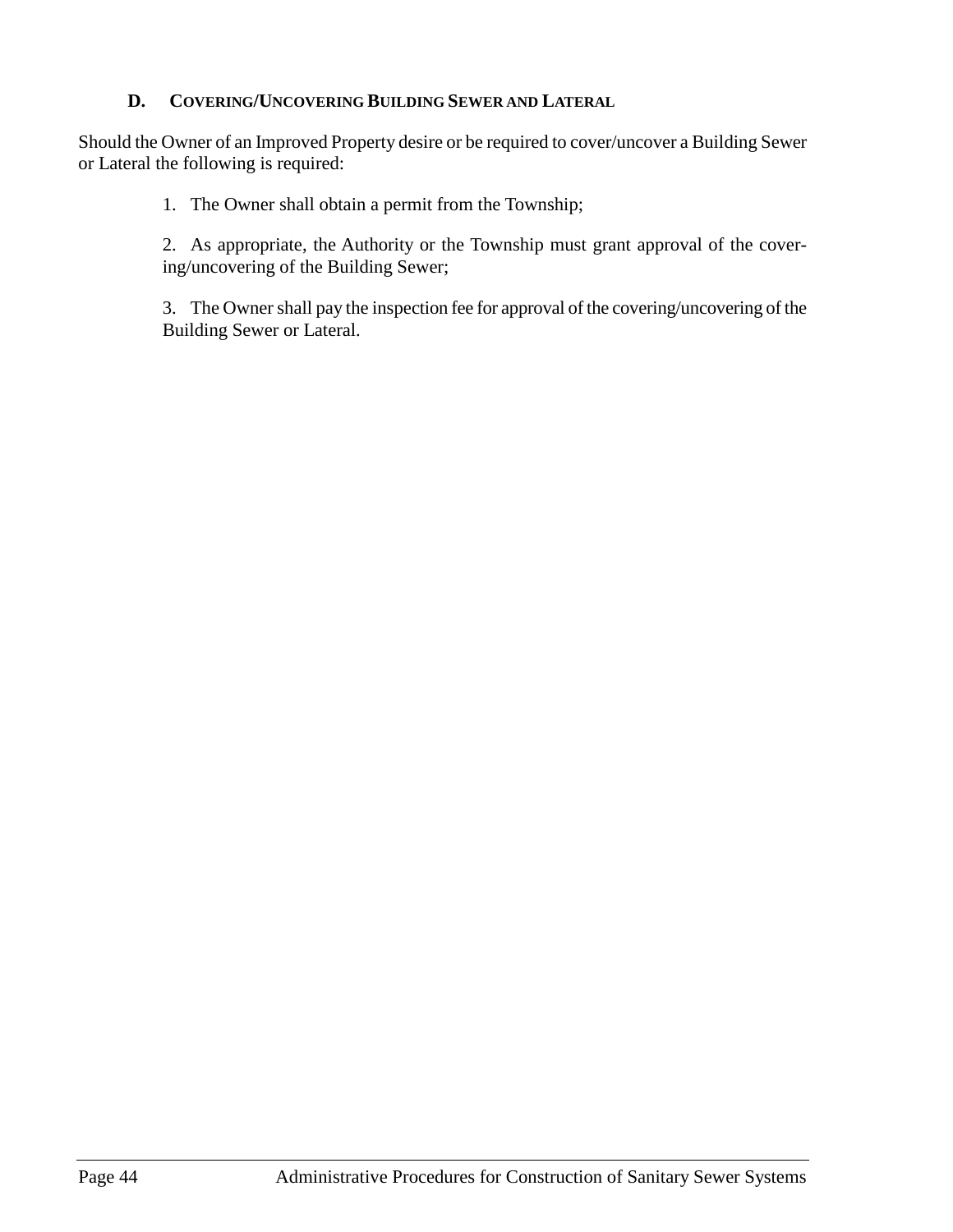### D. Covering/Uncovering Building Sewer and Lateral

Should the Owner of an Improved Property desire or be required to cover/uncover a Building Sewer or Lateral the following is required:

1. The Owner shall obtain a permit from the Township;

2. As appropriate, the Authority or the Township must grant approval of the covering/uncovering of the Building Sewer;

3. The Owner shall pay the inspection fee for approval of the covering/uncovering of the Building Sewer or Lateral.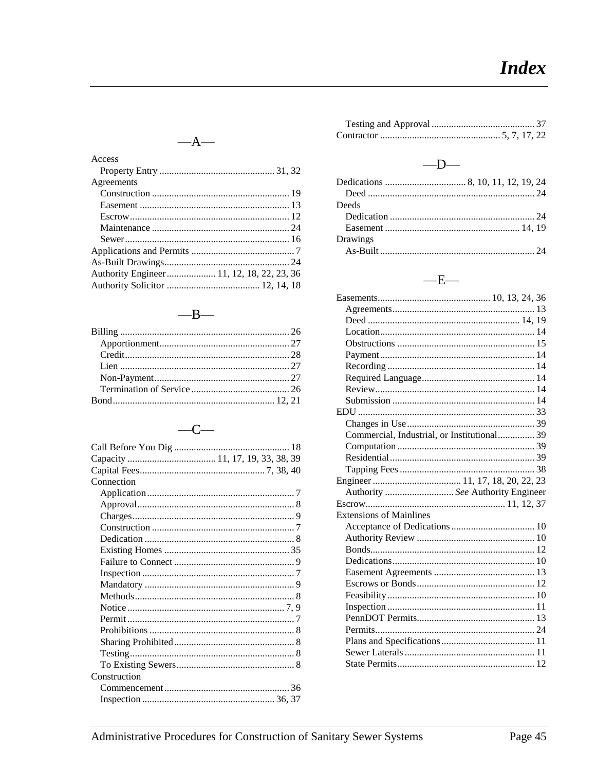# *Index*

## —A—

Access
- Property Entry ... 31, 32

Agreements
- Construction ... 19
- Easement ... 13
- Escrow ... 12
- Maintenance ... 24
- Sewer ... 16

Applications and Permits ... 7
As-Built Drawings ... 24
Authority Engineer ... 11, 12, 18, 22, 23, 36
Authority Solicitor ... 12, 14, 18

## —B—

Billing ... 26
- Apportionment ... 27
- Credit ... 28
- Lien ... 27
- Non-Payment ... 27
- Termination of Service ... 26

Bond ... 12, 21

## —C—

Call Before You Dig ... 18
Capacity ... 11, 17, 19, 33, 38, 39
Capital Fees ... 7, 38, 40
Connection
- Application ... 7
- Approval ... 8
- Charges ... 9
- Construction ... 7
- Dedication ... 8
- Existing Homes ... 35
- Failure to Connect ... 9
- Inspection ... 7
- Mandatory ... 9
- Methods ... 8
- Notice ... 7, 9
- Permit ... 7
- Prohibitions ... 8
- Sharing Prohibited ... 8
- Testing ... 8
- To Existing Sewers ... 8

Construction
- Commencement ... 36
- Inspection ... 36, 37
- Testing and Approval ... 37

Contractor ... 5, 7, 17, 22

## —D—

Dedications ... 8, 10, 11, 12, 19, 24
- Deed ... 24

Deeds
- Dedication ... 24
- Easement ... 14, 19

Drawings
- As-Built ... 24

## —E—

Easements ... 10, 13, 24, 36
- Agreements ... 13
- Deed ... 14, 19
- Location ... 14
- Obstructions ... 15
- Payment ... 14
- Recording ... 14
- Required Language ... 14
- Review ... 14
- Submission ... 14

EDU ... 33
- Changes in Use ... 39
- Commercial, Industrial, or Institutional ... 39
- Computation ... 39
- Residential ... 39
- Tapping Fees ... 38

Engineer ... 11, 17, 18, 20, 22, 23
- Authority ... *See* Authority Engineer

Escrow ... 11, 12, 37
Extensions of Mainlines
- Acceptance of Dedications ... 10
- Authority Review ... 10
- Bonds ... 12
- Dedications ... 10
- Easement Agreements ... 13
- Escrows or Bonds ... 12
- Feasibility ... 10
- Inspection ... 11
- PennDOT Permits ... 13
- Permits ... 24
- Plans and Specifications ... 11
- Sewer Laterals ... 11
- State Permits ... 12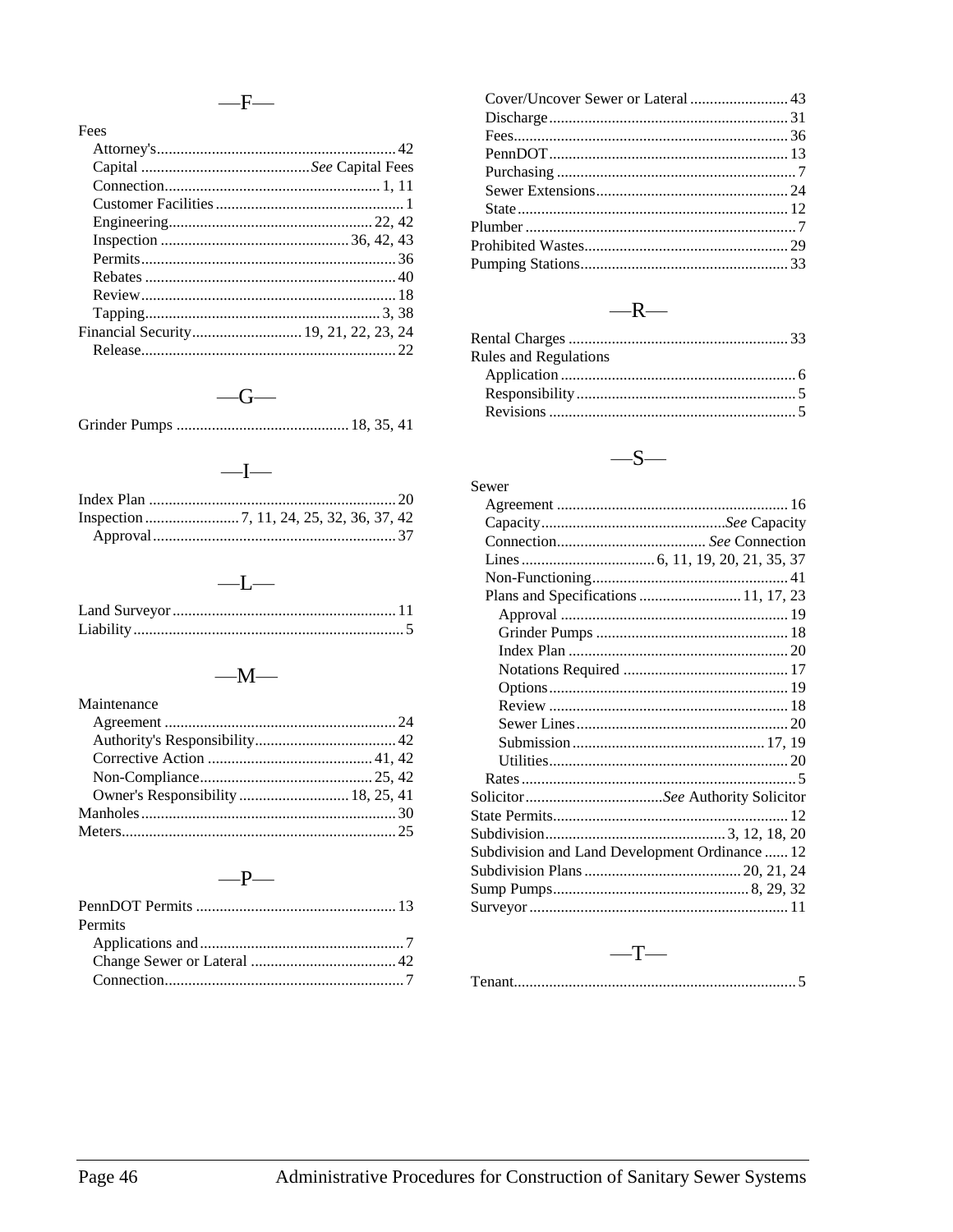## —F—

Fees
- Attorney's ... 42
- Capital ... *See* Capital Fees
- Connection ... 1, 11
- Customer Facilities ... 1
- Engineering ... 22, 42
- Inspection ... 36, 42, 43
- Permits ... 36
- Rebates ... 40
- Review ... 18
- Tapping ... 3, 38

Financial Security ... 19, 21, 22, 23, 24
- Release ... 22

## —G—

Grinder Pumps ... 18, 35, 41

## —I—

Index Plan ... 20

Inspection ... 7, 11, 24, 25, 32, 36, 37, 42
- Approval ... 37

## —L—

Land Surveyor ... 11

Liability ... 5

## —M—

Maintenance
- Agreement ... 24
- Authority's Responsibility ... 42
- Corrective Action ... 41, 42
- Non-Compliance ... 25, 42
- Owner's Responsibility ... 18, 25, 41

Manholes ... 30

Meters ... 25

## —P—

PennDOT Permits ... 13

Permits
- Applications and ... 7
- Change Sewer or Lateral ... 42
- Connection ... 7
- Cover/Uncover Sewer or Lateral ... 43
- Discharge ... 31
- Fees ... 36
- PennDOT ... 13
- Purchasing ... 7
- Sewer Extensions ... 24
- State ... 12

Plumber ... 7

Prohibited Wastes ... 29

Pumping Stations ... 33

## —R—

Rental Charges ... 33

Rules and Regulations
- Application ... 6
- Responsibility ... 5
- Revisions ... 5

## —S—

Sewer
- Agreement ... 16
- Capacity ... *See* Capacity
- Connection ... *See* Connection
- Lines ... 6, 11, 19, 20, 21, 35, 37
- Non-Functioning ... 41
- Plans and Specifications ... 11, 17, 23
  - Approval ... 19
  - Grinder Pumps ... 18
  - Index Plan ... 20
  - Notations Required ... 17
  - Options ... 19
  - Review ... 18
  - Sewer Lines ... 20
  - Submission ... 17, 19
  - Utilities ... 20
- Rates ... 5

Solicitor ... *See* Authority Solicitor

State Permits ... 12

Subdivision ... 3, 12, 18, 20

Subdivision and Land Development Ordinance ... 12

Subdivision Plans ... 20, 21, 24

Sump Pumps ... 8, 29, 32

Surveyor ... 11

## —T—

Tenant ... 5